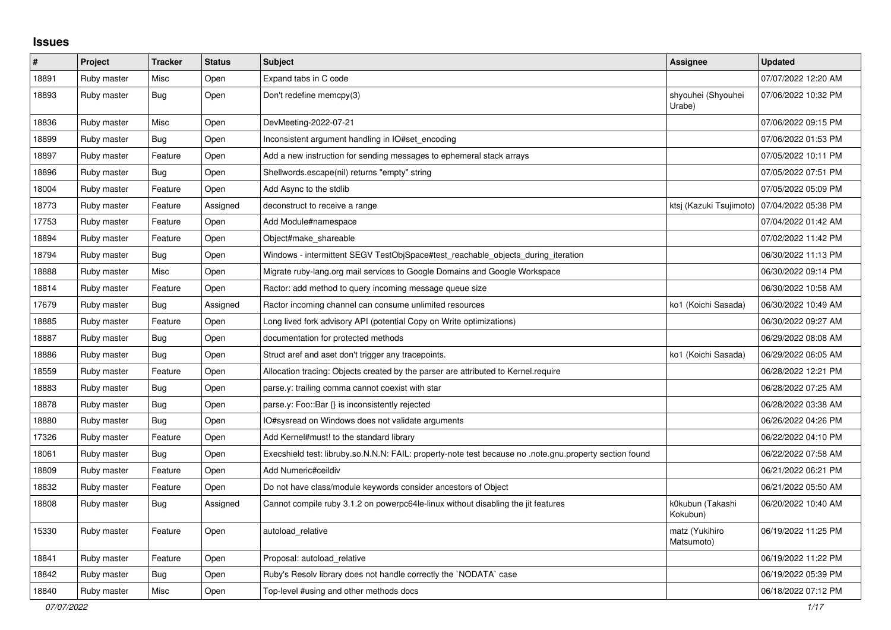## Issues

| # | Project | Tracker | Status | Subject | Assignee | Updated |
|---|---|---|---|---|---|---|
| 18891 | Ruby master | Misc | Open | Expand tabs in C code | | 07/07/2022 12:20 AM |
| 18893 | Ruby master | Bug | Open | Don't redefine memcpy(3) | shyouhei (Shyouhei Urabe) | 07/06/2022 10:32 PM |
| 18836 | Ruby master | Misc | Open | DevMeeting-2022-07-21 | | 07/06/2022 09:15 PM |
| 18899 | Ruby master | Bug | Open | Inconsistent argument handling in IO#set_encoding | | 07/06/2022 01:53 PM |
| 18897 | Ruby master | Feature | Open | Add a new instruction for sending messages to ephemeral stack arrays | | 07/05/2022 10:11 PM |
| 18896 | Ruby master | Bug | Open | Shellwords.escape(nil) returns "empty" string | | 07/05/2022 07:51 PM |
| 18004 | Ruby master | Feature | Open | Add Async to the stdlib | | 07/05/2022 05:09 PM |
| 18773 | Ruby master | Feature | Assigned | deconstruct to receive a range | ktsj (Kazuki Tsujimoto) | 07/04/2022 05:38 PM |
| 17753 | Ruby master | Feature | Open | Add Module#namespace | | 07/04/2022 01:42 AM |
| 18894 | Ruby master | Feature | Open | Object#make_shareable | | 07/02/2022 11:42 PM |
| 18794 | Ruby master | Bug | Open | Windows - intermittent SEGV TestObjSpace#test_reachable_objects_during_iteration | | 06/30/2022 11:13 PM |
| 18888 | Ruby master | Misc | Open | Migrate ruby-lang.org mail services to Google Domains and Google Workspace | | 06/30/2022 09:14 PM |
| 18814 | Ruby master | Feature | Open | Ractor: add method to query incoming message queue size | | 06/30/2022 10:58 AM |
| 17679 | Ruby master | Bug | Assigned | Ractor incoming channel can consume unlimited resources | ko1 (Koichi Sasada) | 06/30/2022 10:49 AM |
| 18885 | Ruby master | Feature | Open | Long lived fork advisory API (potential Copy on Write optimizations) | | 06/30/2022 09:27 AM |
| 18887 | Ruby master | Bug | Open | documentation for protected methods | | 06/29/2022 08:08 AM |
| 18886 | Ruby master | Bug | Open | Struct aref and aset don't trigger any tracepoints. | ko1 (Koichi Sasada) | 06/29/2022 06:05 AM |
| 18559 | Ruby master | Feature | Open | Allocation tracing: Objects created by the parser are attributed to Kernel.require | | 06/28/2022 12:21 PM |
| 18883 | Ruby master | Bug | Open | parse.y: trailing comma cannot coexist with star | | 06/28/2022 07:25 AM |
| 18878 | Ruby master | Bug | Open | parse.y: Foo::Bar {} is inconsistently rejected | | 06/28/2022 03:38 AM |
| 18880 | Ruby master | Bug | Open | IO#sysread on Windows does not validate arguments | | 06/26/2022 04:26 PM |
| 17326 | Ruby master | Feature | Open | Add Kernel#must! to the standard library | | 06/22/2022 04:10 PM |
| 18061 | Ruby master | Bug | Open | Execshield test: libruby.so.N.N.N: FAIL: property-note test because no .note.gnu.property section found | | 06/22/2022 07:58 AM |
| 18809 | Ruby master | Feature | Open | Add Numeric#ceildiv | | 06/21/2022 06:21 PM |
| 18832 | Ruby master | Feature | Open | Do not have class/module keywords consider ancestors of Object | | 06/21/2022 05:50 AM |
| 18808 | Ruby master | Bug | Assigned | Cannot compile ruby 3.1.2 on powerpc64le-linux without disabling the jit features | k0kubun (Takashi Kokubun) | 06/20/2022 10:40 AM |
| 15330 | Ruby master | Feature | Open | autoload_relative | matz (Yukihiro Matsumoto) | 06/19/2022 11:25 PM |
| 18841 | Ruby master | Feature | Open | Proposal: autoload_relative | | 06/19/2022 11:22 PM |
| 18842 | Ruby master | Bug | Open | Ruby's Resolv library does not handle correctly the `NODATA` case | | 06/19/2022 05:39 PM |
| 18840 | Ruby master | Misc | Open | Top-level #using and other methods docs | | 06/18/2022 07:12 PM |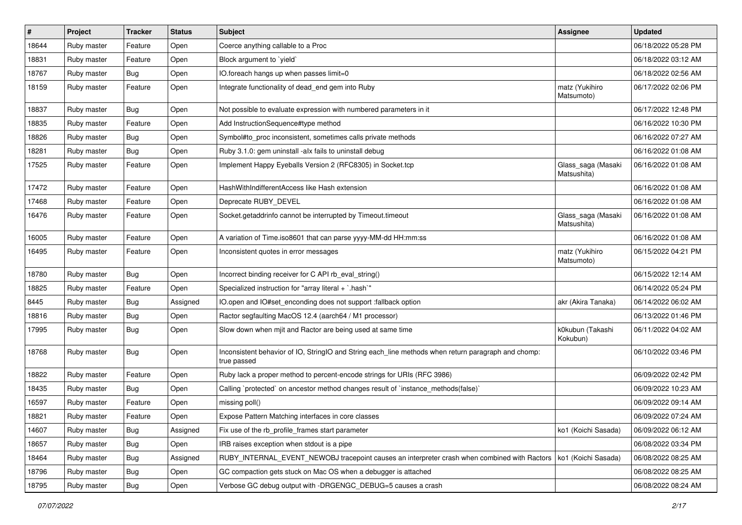| # | Project | Tracker | Status | Subject | Assignee | Updated |
|---|---|---|---|---|---|---|
| 18644 | Ruby master | Feature | Open | Coerce anything callable to a Proc | | 06/18/2022 05:28 PM |
| 18831 | Ruby master | Feature | Open | Block argument to `yield` | | 06/18/2022 03:12 AM |
| 18767 | Ruby master | Bug | Open | IO.foreach hangs up when passes limit=0 | | 06/18/2022 02:56 AM |
| 18159 | Ruby master | Feature | Open | Integrate functionality of dead_end gem into Ruby | matz (Yukihiro Matsumoto) | 06/17/2022 02:06 PM |
| 18837 | Ruby master | Bug | Open | Not possible to evaluate expression with numbered parameters in it | | 06/17/2022 12:48 PM |
| 18835 | Ruby master | Feature | Open | Add InstructionSequence#type method | | 06/16/2022 10:30 PM |
| 18826 | Ruby master | Bug | Open | Symbol#to_proc inconsistent, sometimes calls private methods | | 06/16/2022 07:27 AM |
| 18281 | Ruby master | Bug | Open | Ruby 3.1.0: gem uninstall -alx fails to uninstall debug | | 06/16/2022 01:08 AM |
| 17525 | Ruby master | Feature | Open | Implement Happy Eyeballs Version 2 (RFC8305) in Socket.tcp | Glass_saga (Masaki Matsushita) | 06/16/2022 01:08 AM |
| 17472 | Ruby master | Feature | Open | HashWithIndifferentAccess like Hash extension | | 06/16/2022 01:08 AM |
| 17468 | Ruby master | Feature | Open | Deprecate RUBY_DEVEL | | 06/16/2022 01:08 AM |
| 16476 | Ruby master | Feature | Open | Socket.getaddrinfo cannot be interrupted by Timeout.timeout | Glass_saga (Masaki Matsushita) | 06/16/2022 01:08 AM |
| 16005 | Ruby master | Feature | Open | A variation of Time.iso8601 that can parse yyyy-MM-dd HH:mm:ss | | 06/16/2022 01:08 AM |
| 16495 | Ruby master | Feature | Open | Inconsistent quotes in error messages | matz (Yukihiro Matsumoto) | 06/15/2022 04:21 PM |
| 18780 | Ruby master | Bug | Open | Incorrect binding receiver for C API rb_eval_string() | | 06/15/2022 12:14 AM |
| 18825 | Ruby master | Feature | Open | Specialized instruction for "array literal + `.hash`" | | 06/14/2022 05:24 PM |
| 8445 | Ruby master | Bug | Assigned | IO.open and IO#set_enconding does not support :fallback option | akr (Akira Tanaka) | 06/14/2022 06:02 AM |
| 18816 | Ruby master | Bug | Open | Ractor segfaulting MacOS 12.4 (aarch64 / M1 processor) | | 06/13/2022 01:46 PM |
| 17995 | Ruby master | Bug | Open | Slow down when mjit and Ractor are being used at same time | k0kubun (Takashi Kokubun) | 06/11/2022 04:02 AM |
| 18768 | Ruby master | Bug | Open | Inconsistent behavior of IO, StringIO and String each_line methods when return paragraph and chomp: true passed | | 06/10/2022 03:46 PM |
| 18822 | Ruby master | Feature | Open | Ruby lack a proper method to percent-encode strings for URIs (RFC 3986) | | 06/09/2022 02:42 PM |
| 18435 | Ruby master | Bug | Open | Calling `protected` on ancestor method changes result of `instance_methods(false)` | | 06/09/2022 10:23 AM |
| 16597 | Ruby master | Feature | Open | missing poll() | | 06/09/2022 09:14 AM |
| 18821 | Ruby master | Feature | Open | Expose Pattern Matching interfaces in core classes | | 06/09/2022 07:24 AM |
| 14607 | Ruby master | Bug | Assigned | Fix use of the rb_profile_frames start parameter | ko1 (Koichi Sasada) | 06/09/2022 06:12 AM |
| 18657 | Ruby master | Bug | Open | IRB raises exception when stdout is a pipe | | 06/08/2022 03:34 PM |
| 18464 | Ruby master | Bug | Assigned | RUBY_INTERNAL_EVENT_NEWOBJ tracepoint causes an interpreter crash when combined with Ractors | ko1 (Koichi Sasada) | 06/08/2022 08:25 AM |
| 18796 | Ruby master | Bug | Open | GC compaction gets stuck on Mac OS when a debugger is attached | | 06/08/2022 08:25 AM |
| 18795 | Ruby master | Bug | Open | Verbose GC debug output with -DRGENGC_DEBUG=5 causes a crash | | 06/08/2022 08:24 AM |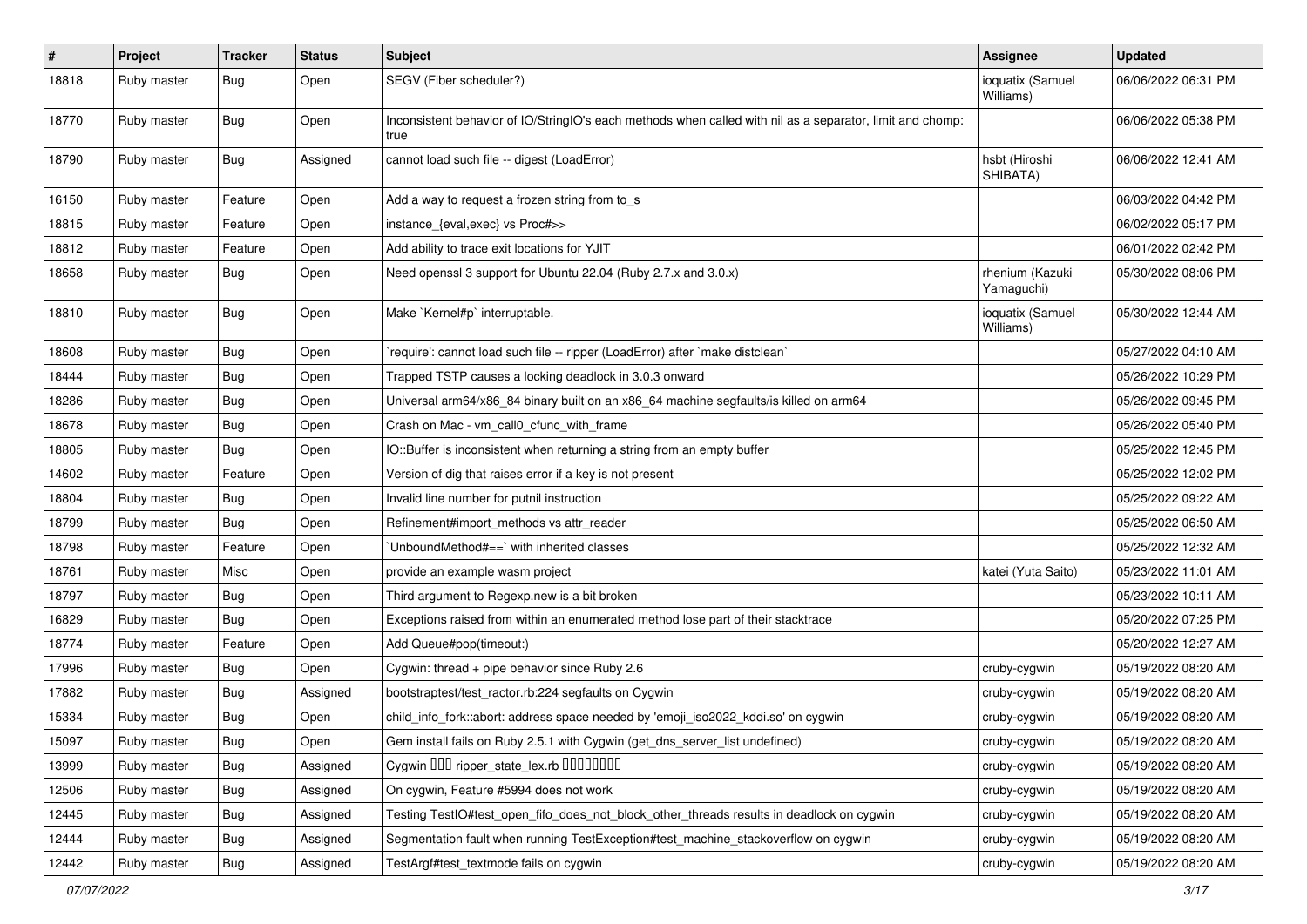| # | Project | Tracker | Status | Subject | Assignee | Updated |
|---|---|---|---|---|---|---|
| 18818 | Ruby master | Bug | Open | SEGV (Fiber scheduler?) | ioquatix (Samuel Williams) | 06/06/2022 06:31 PM |
| 18770 | Ruby master | Bug | Open | Inconsistent behavior of IO/StringIO's each methods when called with nil as a separator, limit and chomp: true | | 06/06/2022 05:38 PM |
| 18790 | Ruby master | Bug | Assigned | cannot load such file -- digest (LoadError) | hsbt (Hiroshi SHIBATA) | 06/06/2022 12:41 AM |
| 16150 | Ruby master | Feature | Open | Add a way to request a frozen string from to_s | | 06/03/2022 04:42 PM |
| 18815 | Ruby master | Feature | Open | instance_{eval,exec} vs Proc#>> | | 06/02/2022 05:17 PM |
| 18812 | Ruby master | Feature | Open | Add ability to trace exit locations for YJIT | | 06/01/2022 02:42 PM |
| 18658 | Ruby master | Bug | Open | Need openssl 3 support for Ubuntu 22.04 (Ruby 2.7.x and 3.0.x) | rhenium (Kazuki Yamaguchi) | 05/30/2022 08:06 PM |
| 18810 | Ruby master | Bug | Open | Make `Kernel#p` interruptable. | ioquatix (Samuel Williams) | 05/30/2022 12:44 AM |
| 18608 | Ruby master | Bug | Open | `require': cannot load such file -- ripper (LoadError) after `make distclean` | | 05/27/2022 04:10 AM |
| 18444 | Ruby master | Bug | Open | Trapped TSTP causes a locking deadlock in 3.0.3 onward | | 05/26/2022 10:29 PM |
| 18286 | Ruby master | Bug | Open | Universal arm64/x86_84 binary built on an x86_64 machine segfaults/is killed on arm64 | | 05/26/2022 09:45 PM |
| 18678 | Ruby master | Bug | Open | Crash on Mac - vm_call0_cfunc_with_frame | | 05/26/2022 05:40 PM |
| 18805 | Ruby master | Bug | Open | IO::Buffer is inconsistent when returning a string from an empty buffer | | 05/25/2022 12:45 PM |
| 14602 | Ruby master | Feature | Open | Version of dig that raises error if a key is not present | | 05/25/2022 12:02 PM |
| 18804 | Ruby master | Bug | Open | Invalid line number for putnil instruction | | 05/25/2022 09:22 AM |
| 18799 | Ruby master | Bug | Open | Refinement#import_methods vs attr_reader | | 05/25/2022 06:50 AM |
| 18798 | Ruby master | Feature | Open | `UnboundMethod#==` with inherited classes | | 05/25/2022 12:32 AM |
| 18761 | Ruby master | Misc | Open | provide an example wasm project | katei (Yuta Saito) | 05/23/2022 11:01 AM |
| 18797 | Ruby master | Bug | Open | Third argument to Regexp.new is a bit broken | | 05/23/2022 10:11 AM |
| 16829 | Ruby master | Bug | Open | Exceptions raised from within an enumerated method lose part of their stacktrace | | 05/20/2022 07:25 PM |
| 18774 | Ruby master | Feature | Open | Add Queue#pop(timeout:) | | 05/20/2022 12:27 AM |
| 17996 | Ruby master | Bug | Open | Cygwin: thread + pipe behavior since Ruby 2.6 | cruby-cygwin | 05/19/2022 08:20 AM |
| 17882 | Ruby master | Bug | Assigned | bootstraptest/test_ractor.rb:224 segfaults on Cygwin | cruby-cygwin | 05/19/2022 08:20 AM |
| 15334 | Ruby master | Bug | Open | child_info_fork::abort: address space needed by 'emoji_iso2022_kddi.so' on cygwin | cruby-cygwin | 05/19/2022 08:20 AM |
| 15097 | Ruby master | Bug | Open | Gem install fails on Ruby 2.5.1 with Cygwin (get_dns_server_list undefined) | cruby-cygwin | 05/19/2022 08:20 AM |
| 13999 | Ruby master | Bug | Assigned | Cygwin ��� ripper_state_lex.rb ��������� | cruby-cygwin | 05/19/2022 08:20 AM |
| 12506 | Ruby master | Bug | Assigned | On cygwin, Feature #5994 does not work | cruby-cygwin | 05/19/2022 08:20 AM |
| 12445 | Ruby master | Bug | Assigned | Testing TestIO#test_open_fifo_does_not_block_other_threads results in deadlock on cygwin | cruby-cygwin | 05/19/2022 08:20 AM |
| 12444 | Ruby master | Bug | Assigned | Segmentation fault when running TestException#test_machine_stackoverflow on cygwin | cruby-cygwin | 05/19/2022 08:20 AM |
| 12442 | Ruby master | Bug | Assigned | TestArgf#test_textmode fails on cygwin | cruby-cygwin | 05/19/2022 08:20 AM |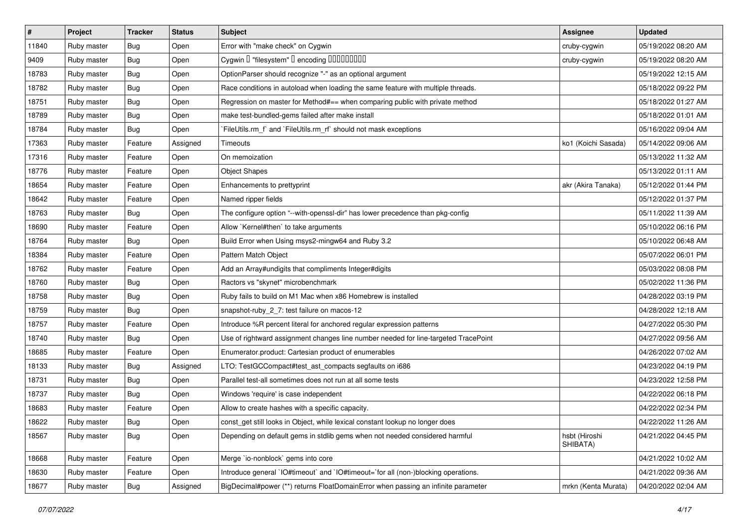| # | Project | Tracker | Status | Subject | Assignee | Updated |
|---|---|---|---|---|---|---|
| 11840 | Ruby master | Bug | Open | Error with "make check" on Cygwin | cruby-cygwin | 05/19/2022 08:20 AM |
| 9409 | Ruby master | Bug | Open | Cygwin � "filesystem" � encoding ��������� | cruby-cygwin | 05/19/2022 08:20 AM |
| 18783 | Ruby master | Bug | Open | OptionParser should recognize "-" as an optional argument | | 05/19/2022 12:15 AM |
| 18782 | Ruby master | Bug | Open | Race conditions in autoload when loading the same feature with multiple threads. | | 05/18/2022 09:22 PM |
| 18751 | Ruby master | Bug | Open | Regression on master for Method#== when comparing public with private method | | 05/18/2022 01:27 AM |
| 18789 | Ruby master | Bug | Open | make test-bundled-gems failed after make install | | 05/18/2022 01:01 AM |
| 18784 | Ruby master | Bug | Open | `FileUtils.rm_f` and `FileUtils.rm_rf` should not mask exceptions | | 05/16/2022 09:04 AM |
| 17363 | Ruby master | Feature | Assigned | Timeouts | ko1 (Koichi Sasada) | 05/14/2022 09:06 AM |
| 17316 | Ruby master | Feature | Open | On memoization | | 05/13/2022 11:32 AM |
| 18776 | Ruby master | Feature | Open | Object Shapes | | 05/13/2022 01:11 AM |
| 18654 | Ruby master | Feature | Open | Enhancements to prettyprint | akr (Akira Tanaka) | 05/12/2022 01:44 PM |
| 18642 | Ruby master | Feature | Open | Named ripper fields | | 05/12/2022 01:37 PM |
| 18763 | Ruby master | Bug | Open | The configure option "--with-openssl-dir" has lower precedence than pkg-config | | 05/11/2022 11:39 AM |
| 18690 | Ruby master | Feature | Open | Allow `Kernel#then` to take arguments | | 05/10/2022 06:16 PM |
| 18764 | Ruby master | Bug | Open | Build Error when Using msys2-mingw64 and Ruby 3.2 | | 05/10/2022 06:48 AM |
| 18384 | Ruby master | Feature | Open | Pattern Match Object | | 05/07/2022 06:01 PM |
| 18762 | Ruby master | Feature | Open | Add an Array#undigits that compliments Integer#digits | | 05/03/2022 08:08 PM |
| 18760 | Ruby master | Bug | Open | Ractors vs "skynet" microbenchmark | | 05/02/2022 11:36 PM |
| 18758 | Ruby master | Bug | Open | Ruby fails to build on M1 Mac when x86 Homebrew is installed | | 04/28/2022 03:19 PM |
| 18759 | Ruby master | Bug | Open | snapshot-ruby_2_7: test failure on macos-12 | | 04/28/2022 12:18 AM |
| 18757 | Ruby master | Feature | Open | Introduce %R percent literal for anchored regular expression patterns | | 04/27/2022 05:30 PM |
| 18740 | Ruby master | Bug | Open | Use of rightward assignment changes line number needed for line-targeted TracePoint | | 04/27/2022 09:56 AM |
| 18685 | Ruby master | Feature | Open | Enumerator.product: Cartesian product of enumerables | | 04/26/2022 07:02 AM |
| 18133 | Ruby master | Bug | Assigned | LTO: TestGCCompact#test_ast_compacts segfaults on i686 | | 04/23/2022 04:19 PM |
| 18731 | Ruby master | Bug | Open | Parallel test-all sometimes does not run at all some tests | | 04/23/2022 12:58 PM |
| 18737 | Ruby master | Bug | Open | Windows 'require' is case independent | | 04/22/2022 06:18 PM |
| 18683 | Ruby master | Feature | Open | Allow to create hashes with a specific capacity. | | 04/22/2022 02:34 PM |
| 18622 | Ruby master | Bug | Open | const_get still looks in Object, while lexical constant lookup no longer does | | 04/22/2022 11:26 AM |
| 18567 | Ruby master | Bug | Open | Depending on default gems in stdlib gems when not needed considered harmful | hsbt (Hiroshi SHIBATA) | 04/21/2022 04:45 PM |
| 18668 | Ruby master | Feature | Open | Merge `io-nonblock` gems into core | | 04/21/2022 10:02 AM |
| 18630 | Ruby master | Feature | Open | Introduce general `IO#timeout` and `IO#timeout=`for all (non-)blocking operations. | | 04/21/2022 09:36 AM |
| 18677 | Ruby master | Bug | Assigned | BigDecimal#power (**) returns FloatDomainError when passing an infinite parameter | mrkn (Kenta Murata) | 04/20/2022 02:04 AM |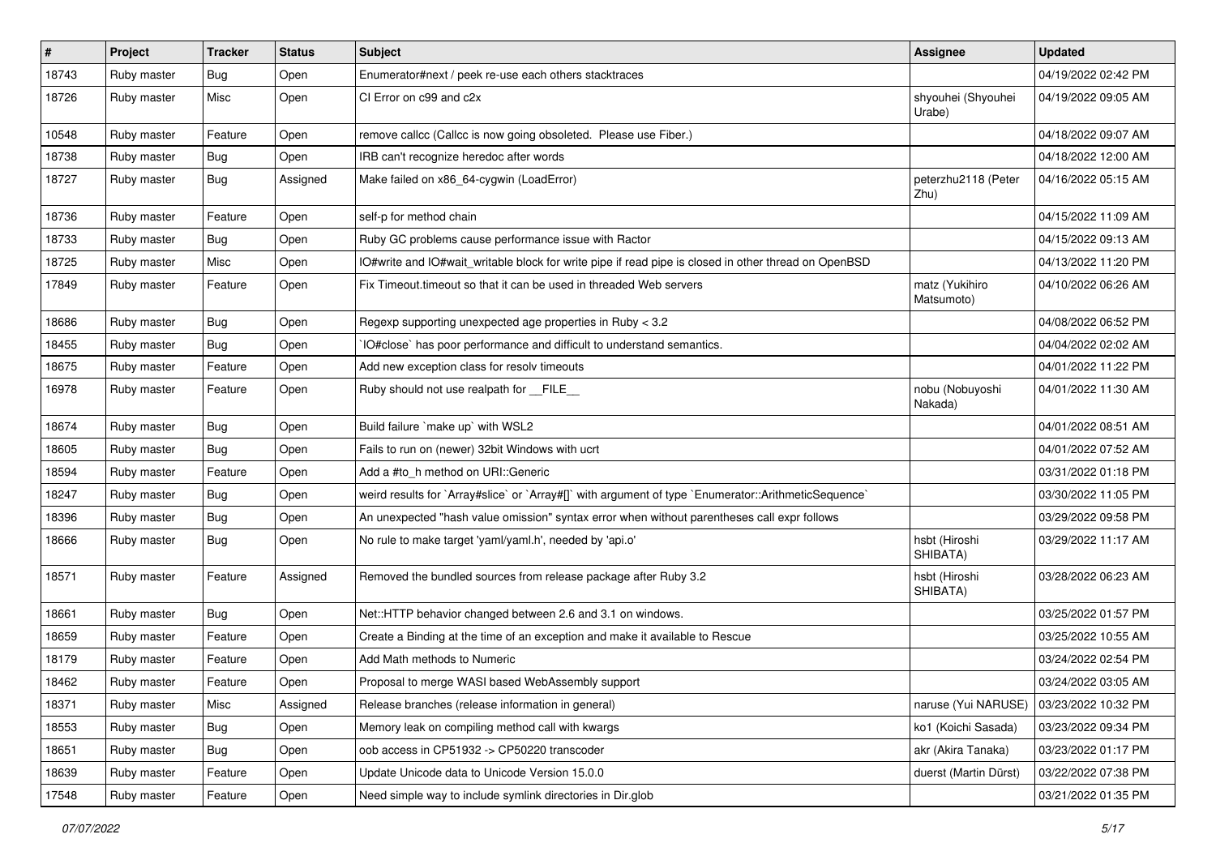| # | Project | Tracker | Status | Subject | Assignee | Updated |
|---|---|---|---|---|---|---|
| 18743 | Ruby master | Bug | Open | Enumerator#next / peek re-use each others stacktraces | | 04/19/2022 02:42 PM |
| 18726 | Ruby master | Misc | Open | CI Error on c99 and c2x | shyouhei (Shyouhei Urabe) | 04/19/2022 09:05 AM |
| 10548 | Ruby master | Feature | Open | remove callcc (Callcc is now going obsoleted. Please use Fiber.) | | 04/18/2022 09:07 AM |
| 18738 | Ruby master | Bug | Open | IRB can't recognize heredoc after words | | 04/18/2022 12:00 AM |
| 18727 | Ruby master | Bug | Assigned | Make failed on x86_64-cygwin (LoadError) | peterzhu2118 (Peter Zhu) | 04/16/2022 05:15 AM |
| 18736 | Ruby master | Feature | Open | self-p for method chain | | 04/15/2022 11:09 AM |
| 18733 | Ruby master | Bug | Open | Ruby GC problems cause performance issue with Ractor | | 04/15/2022 09:13 AM |
| 18725 | Ruby master | Misc | Open | IO#write and IO#wait_writable block for write pipe if read pipe is closed in other thread on OpenBSD | | 04/13/2022 11:20 PM |
| 17849 | Ruby master | Feature | Open | Fix Timeout.timeout so that it can be used in threaded Web servers | matz (Yukihiro Matsumoto) | 04/10/2022 06:26 AM |
| 18686 | Ruby master | Bug | Open | Regexp supporting unexpected age properties in Ruby < 3.2 | | 04/08/2022 06:52 PM |
| 18455 | Ruby master | Bug | Open | `IO#close` has poor performance and difficult to understand semantics. | | 04/04/2022 02:02 AM |
| 18675 | Ruby master | Feature | Open | Add new exception class for resolv timeouts | | 04/01/2022 11:22 PM |
| 16978 | Ruby master | Feature | Open | Ruby should not use realpath for __FILE__ | nobu (Nobuyoshi Nakada) | 04/01/2022 11:30 AM |
| 18674 | Ruby master | Bug | Open | Build failure `make up` with WSL2 | | 04/01/2022 08:51 AM |
| 18605 | Ruby master | Bug | Open | Fails to run on (newer) 32bit Windows with ucrt | | 04/01/2022 07:52 AM |
| 18594 | Ruby master | Feature | Open | Add a #to_h method on URI::Generic | | 03/31/2022 01:18 PM |
| 18247 | Ruby master | Bug | Open | weird results for `Array#slice` or `Array#[]` with argument of type `Enumerator::ArithmeticSequence` | | 03/30/2022 11:05 PM |
| 18396 | Ruby master | Bug | Open | An unexpected "hash value omission" syntax error when without parentheses call expr follows | | 03/29/2022 09:58 PM |
| 18666 | Ruby master | Bug | Open | No rule to make target 'yaml/yaml.h', needed by 'api.o' | hsbt (Hiroshi SHIBATA) | 03/29/2022 11:17 AM |
| 18571 | Ruby master | Feature | Assigned | Removed the bundled sources from release package after Ruby 3.2 | hsbt (Hiroshi SHIBATA) | 03/28/2022 06:23 AM |
| 18661 | Ruby master | Bug | Open | Net::HTTP behavior changed between 2.6 and 3.1 on windows. | | 03/25/2022 01:57 PM |
| 18659 | Ruby master | Feature | Open | Create a Binding at the time of an exception and make it available to Rescue | | 03/25/2022 10:55 AM |
| 18179 | Ruby master | Feature | Open | Add Math methods to Numeric | | 03/24/2022 02:54 PM |
| 18462 | Ruby master | Feature | Open | Proposal to merge WASI based WebAssembly support | | 03/24/2022 03:05 AM |
| 18371 | Ruby master | Misc | Assigned | Release branches (release information in general) | naruse (Yui NARUSE) | 03/23/2022 10:32 PM |
| 18553 | Ruby master | Bug | Open | Memory leak on compiling method call with kwargs | ko1 (Koichi Sasada) | 03/23/2022 09:34 PM |
| 18651 | Ruby master | Bug | Open | oob access in CP51932 -> CP50220 transcoder | akr (Akira Tanaka) | 03/23/2022 01:17 PM |
| 18639 | Ruby master | Feature | Open | Update Unicode data to Unicode Version 15.0.0 | duerst (Martin Dürst) | 03/22/2022 07:38 PM |
| 17548 | Ruby master | Feature | Open | Need simple way to include symlink directories in Dir.glob | | 03/21/2022 01:35 PM |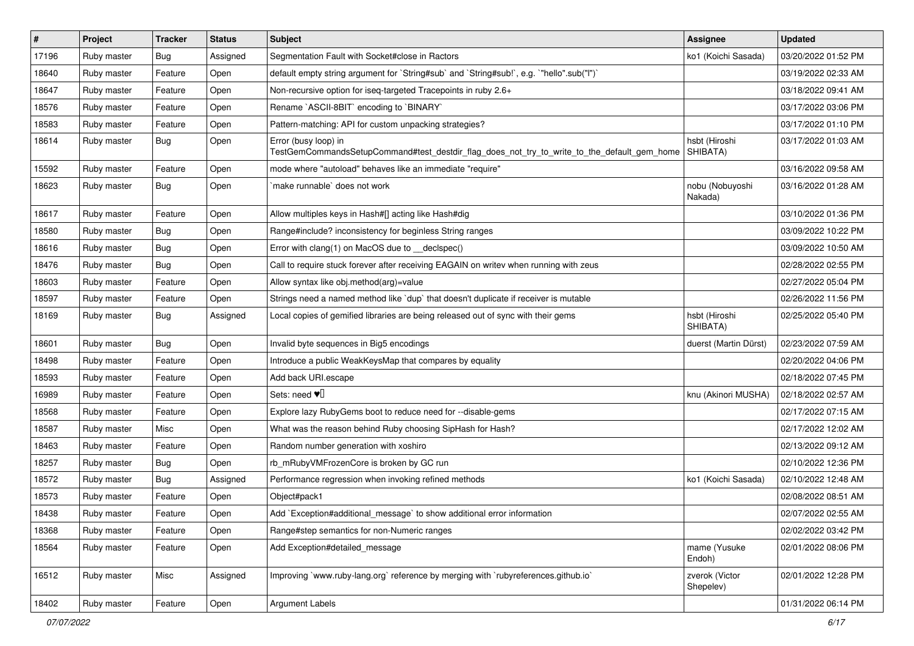| # | Project | Tracker | Status | Subject | Assignee | Updated |
|---|---|---|---|---|---|---|
| 17196 | Ruby master | Bug | Assigned | Segmentation Fault with Socket#close in Ractors | ko1 (Koichi Sasada) | 03/20/2022 01:52 PM |
| 18640 | Ruby master | Feature | Open | default empty string argument for `String#sub` and `String#sub!`, e.g. `"hello".sub("l")` | | 03/19/2022 02:33 AM |
| 18647 | Ruby master | Feature | Open | Non-recursive option for iseq-targeted Tracepoints in ruby 2.6+ | | 03/18/2022 09:41 AM |
| 18576 | Ruby master | Feature | Open | Rename `ASCII-8BIT` encoding to `BINARY` | | 03/17/2022 03:06 PM |
| 18583 | Ruby master | Feature | Open | Pattern-matching: API for custom unpacking strategies? | | 03/17/2022 01:10 PM |
| 18614 | Ruby master | Bug | Open | Error (busy loop) in TestGemCommandsSetupCommand#test_destdir_flag_does_not_try_to_write_to_the_default_gem_home | hsbt (Hiroshi SHIBATA) | 03/17/2022 01:03 AM |
| 15592 | Ruby master | Feature | Open | mode where "autoload" behaves like an immediate "require" | | 03/16/2022 09:58 AM |
| 18623 | Ruby master | Bug | Open | `make runnable` does not work | nobu (Nobuyoshi Nakada) | 03/16/2022 01:28 AM |
| 18617 | Ruby master | Feature | Open | Allow multiples keys in Hash#[] acting like Hash#dig | | 03/10/2022 01:36 PM |
| 18580 | Ruby master | Bug | Open | Range#include? inconsistency for beginless String ranges | | 03/09/2022 10:22 PM |
| 18616 | Ruby master | Bug | Open | Error with clang(1) on MacOS due to __declspec() | | 03/09/2022 10:50 AM |
| 18476 | Ruby master | Bug | Open | Call to require stuck forever after receiving EAGAIN on writev when running with zeus | | 02/28/2022 02:55 PM |
| 18603 | Ruby master | Feature | Open | Allow syntax like obj.method(arg)=value | | 02/27/2022 05:04 PM |
| 18597 | Ruby master | Feature | Open | Strings need a named method like `dup` that doesn't duplicate if receiver is mutable | | 02/26/2022 11:56 PM |
| 18169 | Ruby master | Bug | Assigned | Local copies of gemified libraries are being released out of sync with their gems | hsbt (Hiroshi SHIBATA) | 02/25/2022 05:40 PM |
| 18601 | Ruby master | Bug | Open | Invalid byte sequences in Big5 encodings | duerst (Martin Dürst) | 02/23/2022 07:59 AM |
| 18498 | Ruby master | Feature | Open | Introduce a public WeakKeysMap that compares by equality | | 02/20/2022 04:06 PM |
| 18593 | Ruby master | Feature | Open | Add back URI.escape | | 02/18/2022 07:45 PM |
| 16989 | Ruby master | Feature | Open | Sets: need ♥️ | knu (Akinori MUSHA) | 02/18/2022 02:57 AM |
| 18568 | Ruby master | Feature | Open | Explore lazy RubyGems boot to reduce need for --disable-gems | | 02/17/2022 07:15 AM |
| 18587 | Ruby master | Misc | Open | What was the reason behind Ruby choosing SipHash for Hash? | | 02/17/2022 12:02 AM |
| 18463 | Ruby master | Feature | Open | Random number generation with xoshiro | | 02/13/2022 09:12 AM |
| 18257 | Ruby master | Bug | Open | rb_mRubyVMFrozenCore is broken by GC run | | 02/10/2022 12:36 PM |
| 18572 | Ruby master | Bug | Assigned | Performance regression when invoking refined methods | ko1 (Koichi Sasada) | 02/10/2022 12:48 AM |
| 18573 | Ruby master | Feature | Open | Object#pack1 | | 02/08/2022 08:51 AM |
| 18438 | Ruby master | Feature | Open | Add `Exception#additional_message` to show additional error information | | 02/07/2022 02:55 AM |
| 18368 | Ruby master | Feature | Open | Range#step semantics for non-Numeric ranges | | 02/02/2022 03:42 PM |
| 18564 | Ruby master | Feature | Open | Add Exception#detailed_message | mame (Yusuke Endoh) | 02/01/2022 08:06 PM |
| 16512 | Ruby master | Misc | Assigned | Improving `www.ruby-lang.org` reference by merging with `rubyreferences.github.io` | zverok (Victor Shepelev) | 02/01/2022 12:28 PM |
| 18402 | Ruby master | Feature | Open | Argument Labels | | 01/31/2022 06:14 PM |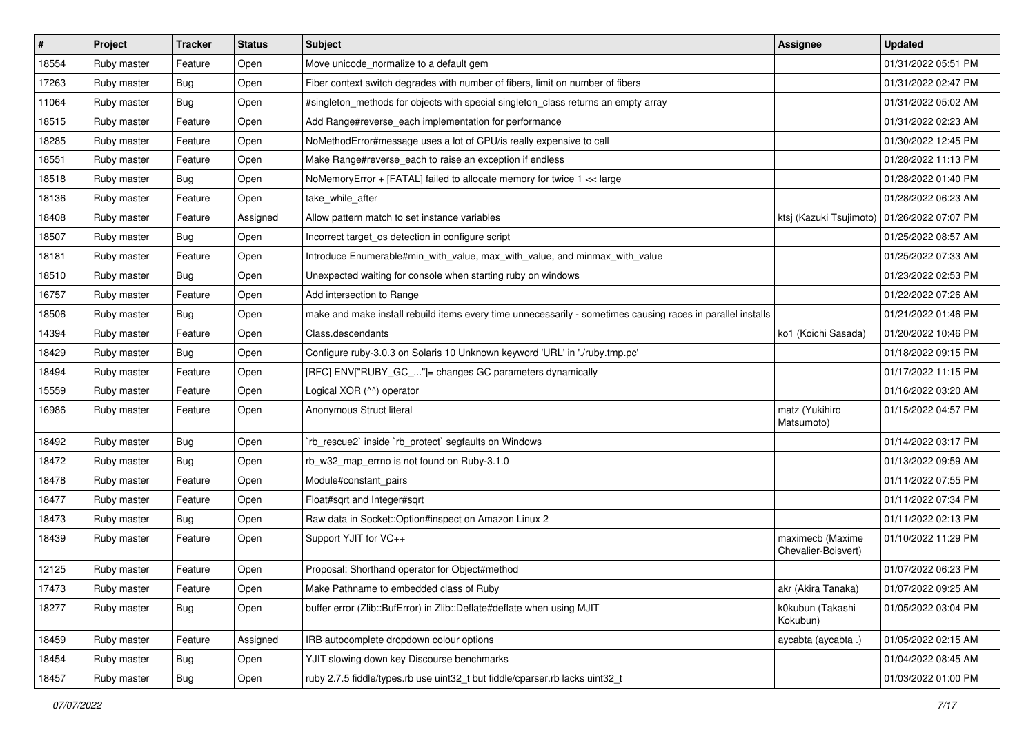| # | Project | Tracker | Status | Subject | Assignee | Updated |
|---|---|---|---|---|---|---|
| 18554 | Ruby master | Feature | Open | Move unicode_normalize to a default gem | | 01/31/2022 05:51 PM |
| 17263 | Ruby master | Bug | Open | Fiber context switch degrades with number of fibers, limit on number of fibers | | 01/31/2022 02:47 PM |
| 11064 | Ruby master | Bug | Open | #singleton_methods for objects with special singleton_class returns an empty array | | 01/31/2022 05:02 AM |
| 18515 | Ruby master | Feature | Open | Add Range#reverse_each implementation for performance | | 01/31/2022 02:23 AM |
| 18285 | Ruby master | Feature | Open | NoMethodError#message uses a lot of CPU/is really expensive to call | | 01/30/2022 12:45 PM |
| 18551 | Ruby master | Feature | Open | Make Range#reverse_each to raise an exception if endless | | 01/28/2022 11:13 PM |
| 18518 | Ruby master | Bug | Open | NoMemoryError + [FATAL] failed to allocate memory for twice 1 << large | | 01/28/2022 01:40 PM |
| 18136 | Ruby master | Feature | Open | take_while_after | | 01/28/2022 06:23 AM |
| 18408 | Ruby master | Feature | Assigned | Allow pattern match to set instance variables | ktsj (Kazuki Tsujimoto) | 01/26/2022 07:07 PM |
| 18507 | Ruby master | Bug | Open | Incorrect target_os detection in configure script | | 01/25/2022 08:57 AM |
| 18181 | Ruby master | Feature | Open | Introduce Enumerable#min_with_value, max_with_value, and minmax_with_value | | 01/25/2022 07:33 AM |
| 18510 | Ruby master | Bug | Open | Unexpected waiting for console when starting ruby on windows | | 01/23/2022 02:53 PM |
| 16757 | Ruby master | Feature | Open | Add intersection to Range | | 01/22/2022 07:26 AM |
| 18506 | Ruby master | Bug | Open | make and make install rebuild items every time unnecessarily - sometimes causing races in parallel installs | | 01/21/2022 01:46 PM |
| 14394 | Ruby master | Feature | Open | Class.descendants | ko1 (Koichi Sasada) | 01/20/2022 10:46 PM |
| 18429 | Ruby master | Bug | Open | Configure ruby-3.0.3 on Solaris 10 Unknown keyword 'URL' in './ruby.tmp.pc' | | 01/18/2022 09:15 PM |
| 18494 | Ruby master | Feature | Open | [RFC] ENV["RUBY_GC_..."]= changes GC parameters dynamically | | 01/17/2022 11:15 PM |
| 15559 | Ruby master | Feature | Open | Logical XOR (^^) operator | | 01/16/2022 03:20 AM |
| 16986 | Ruby master | Feature | Open | Anonymous Struct literal | matz (Yukihiro Matsumoto) | 01/15/2022 04:57 PM |
| 18492 | Ruby master | Bug | Open | `rb_rescue2` inside `rb_protect` segfaults on Windows | | 01/14/2022 03:17 PM |
| 18472 | Ruby master | Bug | Open | rb_w32_map_errno is not found on Ruby-3.1.0 | | 01/13/2022 09:59 AM |
| 18478 | Ruby master | Feature | Open | Module#constant_pairs | | 01/11/2022 07:55 PM |
| 18477 | Ruby master | Feature | Open | Float#sqrt and Integer#sqrt | | 01/11/2022 07:34 PM |
| 18473 | Ruby master | Bug | Open | Raw data in Socket::Option#inspect on Amazon Linux 2 | | 01/11/2022 02:13 PM |
| 18439 | Ruby master | Feature | Open | Support YJIT for VC++ | maximecb (Maxime Chevalier-Boisvert) | 01/10/2022 11:29 PM |
| 12125 | Ruby master | Feature | Open | Proposal: Shorthand operator for Object#method | | 01/07/2022 06:23 PM |
| 17473 | Ruby master | Feature | Open | Make Pathname to embedded class of Ruby | akr (Akira Tanaka) | 01/07/2022 09:25 AM |
| 18277 | Ruby master | Bug | Open | buffer error (Zlib::BufError) in Zlib::Deflate#deflate when using MJIT | k0kubun (Takashi Kokubun) | 01/05/2022 03:04 PM |
| 18459 | Ruby master | Feature | Assigned | IRB autocomplete dropdown colour options | aycabta (aycabta .) | 01/05/2022 02:15 AM |
| 18454 | Ruby master | Bug | Open | YJIT slowing down key Discourse benchmarks | | 01/04/2022 08:45 AM |
| 18457 | Ruby master | Bug | Open | ruby 2.7.5 fiddle/types.rb use uint32_t but fiddle/cparser.rb lacks uint32_t | | 01/03/2022 01:00 PM |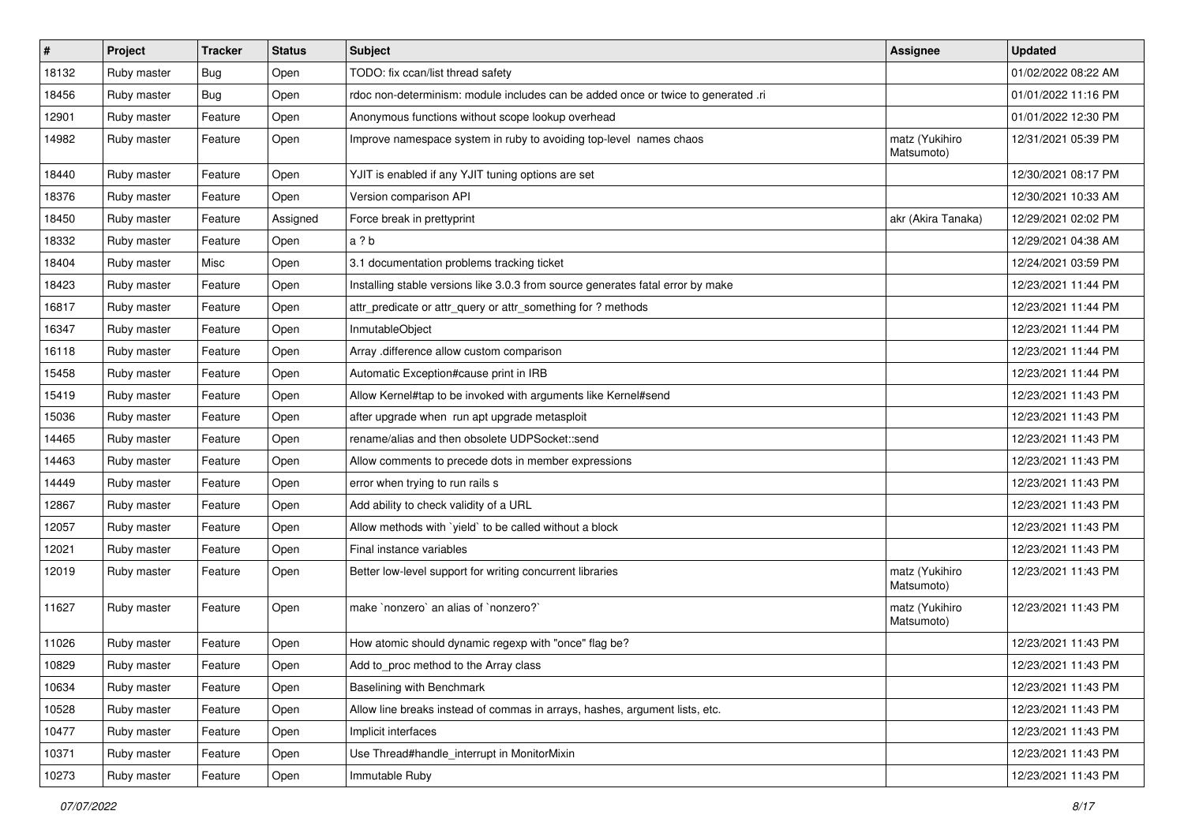| # | Project | Tracker | Status | Subject | Assignee | Updated |
|---|---|---|---|---|---|---|
| 18132 | Ruby master | Bug | Open | TODO: fix ccan/list thread safety | | 01/02/2022 08:22 AM |
| 18456 | Ruby master | Bug | Open | rdoc non-determinism: module includes can be added once or twice to generated .ri | | 01/01/2022 11:16 PM |
| 12901 | Ruby master | Feature | Open | Anonymous functions without scope lookup overhead | | 01/01/2022 12:30 PM |
| 14982 | Ruby master | Feature | Open | Improve namespace system in ruby to avoiding top-level names chaos | matz (Yukihiro Matsumoto) | 12/31/2021 05:39 PM |
| 18440 | Ruby master | Feature | Open | YJIT is enabled if any YJIT tuning options are set | | 12/30/2021 08:17 PM |
| 18376 | Ruby master | Feature | Open | Version comparison API | | 12/30/2021 10:33 AM |
| 18450 | Ruby master | Feature | Assigned | Force break in prettyprint | akr (Akira Tanaka) | 12/29/2021 02:02 PM |
| 18332 | Ruby master | Feature | Open | a ? b | | 12/29/2021 04:38 AM |
| 18404 | Ruby master | Misc | Open | 3.1 documentation problems tracking ticket | | 12/24/2021 03:59 PM |
| 18423 | Ruby master | Feature | Open | Installing stable versions like 3.0.3 from source generates fatal error by make | | 12/23/2021 11:44 PM |
| 16817 | Ruby master | Feature | Open | attr_predicate or attr_query or attr_something for ? methods | | 12/23/2021 11:44 PM |
| 16347 | Ruby master | Feature | Open | InmutableObject | | 12/23/2021 11:44 PM |
| 16118 | Ruby master | Feature | Open | Array .difference allow custom comparison | | 12/23/2021 11:44 PM |
| 15458 | Ruby master | Feature | Open | Automatic Exception#cause print in IRB | | 12/23/2021 11:44 PM |
| 15419 | Ruby master | Feature | Open | Allow Kernel#tap to be invoked with arguments like Kernel#send | | 12/23/2021 11:43 PM |
| 15036 | Ruby master | Feature | Open | after upgrade when run apt upgrade metasploit | | 12/23/2021 11:43 PM |
| 14465 | Ruby master | Feature | Open | rename/alias and then obsolete UDPSocket::send | | 12/23/2021 11:43 PM |
| 14463 | Ruby master | Feature | Open | Allow comments to precede dots in member expressions | | 12/23/2021 11:43 PM |
| 14449 | Ruby master | Feature | Open | error when trying to run rails s | | 12/23/2021 11:43 PM |
| 12867 | Ruby master | Feature | Open | Add ability to check validity of a URL | | 12/23/2021 11:43 PM |
| 12057 | Ruby master | Feature | Open | Allow methods with `yield` to be called without a block | | 12/23/2021 11:43 PM |
| 12021 | Ruby master | Feature | Open | Final instance variables | | 12/23/2021 11:43 PM |
| 12019 | Ruby master | Feature | Open | Better low-level support for writing concurrent libraries | matz (Yukihiro Matsumoto) | 12/23/2021 11:43 PM |
| 11627 | Ruby master | Feature | Open | make `nonzero` an alias of `nonzero?` | matz (Yukihiro Matsumoto) | 12/23/2021 11:43 PM |
| 11026 | Ruby master | Feature | Open | How atomic should dynamic regexp with "once" flag be? | | 12/23/2021 11:43 PM |
| 10829 | Ruby master | Feature | Open | Add to_proc method to the Array class | | 12/23/2021 11:43 PM |
| 10634 | Ruby master | Feature | Open | Baselining with Benchmark | | 12/23/2021 11:43 PM |
| 10528 | Ruby master | Feature | Open | Allow line breaks instead of commas in arrays, hashes, argument lists, etc. | | 12/23/2021 11:43 PM |
| 10477 | Ruby master | Feature | Open | Implicit interfaces | | 12/23/2021 11:43 PM |
| 10371 | Ruby master | Feature | Open | Use Thread#handle_interrupt in MonitorMixin | | 12/23/2021 11:43 PM |
| 10273 | Ruby master | Feature | Open | Immutable Ruby | | 12/23/2021 11:43 PM |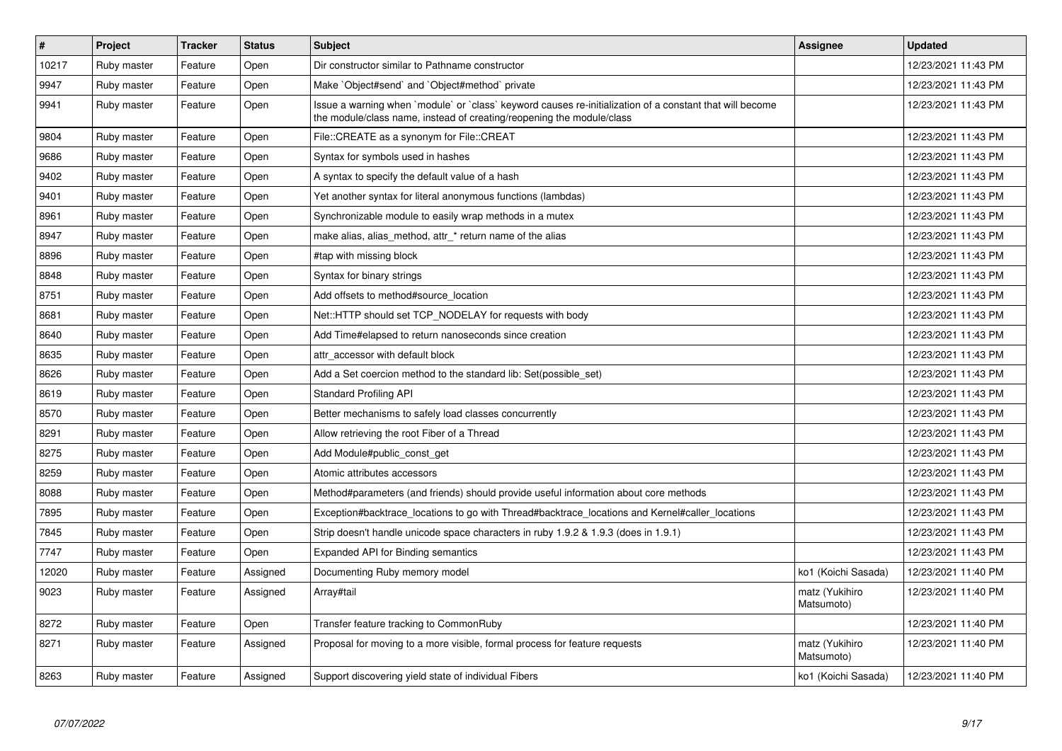| # | Project | Tracker | Status | Subject | Assignee | Updated |
|---|---|---|---|---|---|---|
| 10217 | Ruby master | Feature | Open | Dir constructor similar to Pathname constructor | | 12/23/2021 11:43 PM |
| 9947 | Ruby master | Feature | Open | Make `Object#send` and `Object#method` private | | 12/23/2021 11:43 PM |
| 9941 | Ruby master | Feature | Open | Issue a warning when `module` or `class` keyword causes re-initialization of a constant that will become the module/class name, instead of creating/reopening the module/class | | 12/23/2021 11:43 PM |
| 9804 | Ruby master | Feature | Open | File::CREATE as a synonym for File::CREAT | | 12/23/2021 11:43 PM |
| 9686 | Ruby master | Feature | Open | Syntax for symbols used in hashes | | 12/23/2021 11:43 PM |
| 9402 | Ruby master | Feature | Open | A syntax to specify the default value of a hash | | 12/23/2021 11:43 PM |
| 9401 | Ruby master | Feature | Open | Yet another syntax for literal anonymous functions (lambdas) | | 12/23/2021 11:43 PM |
| 8961 | Ruby master | Feature | Open | Synchronizable module to easily wrap methods in a mutex | | 12/23/2021 11:43 PM |
| 8947 | Ruby master | Feature | Open | make alias, alias_method, attr_* return name of the alias | | 12/23/2021 11:43 PM |
| 8896 | Ruby master | Feature | Open | #tap with missing block | | 12/23/2021 11:43 PM |
| 8848 | Ruby master | Feature | Open | Syntax for binary strings | | 12/23/2021 11:43 PM |
| 8751 | Ruby master | Feature | Open | Add offsets to method#source_location | | 12/23/2021 11:43 PM |
| 8681 | Ruby master | Feature | Open | Net::HTTP should set TCP_NODELAY for requests with body | | 12/23/2021 11:43 PM |
| 8640 | Ruby master | Feature | Open | Add Time#elapsed to return nanoseconds since creation | | 12/23/2021 11:43 PM |
| 8635 | Ruby master | Feature | Open | attr_accessor with default block | | 12/23/2021 11:43 PM |
| 8626 | Ruby master | Feature | Open | Add a Set coercion method to the standard lib: Set(possible_set) | | 12/23/2021 11:43 PM |
| 8619 | Ruby master | Feature | Open | Standard Profiling API | | 12/23/2021 11:43 PM |
| 8570 | Ruby master | Feature | Open | Better mechanisms to safely load classes concurrently | | 12/23/2021 11:43 PM |
| 8291 | Ruby master | Feature | Open | Allow retrieving the root Fiber of a Thread | | 12/23/2021 11:43 PM |
| 8275 | Ruby master | Feature | Open | Add Module#public_const_get | | 12/23/2021 11:43 PM |
| 8259 | Ruby master | Feature | Open | Atomic attributes accessors | | 12/23/2021 11:43 PM |
| 8088 | Ruby master | Feature | Open | Method#parameters (and friends) should provide useful information about core methods | | 12/23/2021 11:43 PM |
| 7895 | Ruby master | Feature | Open | Exception#backtrace_locations to go with Thread#backtrace_locations and Kernel#caller_locations | | 12/23/2021 11:43 PM |
| 7845 | Ruby master | Feature | Open | Strip doesn't handle unicode space characters in ruby 1.9.2 & 1.9.3 (does in 1.9.1) | | 12/23/2021 11:43 PM |
| 7747 | Ruby master | Feature | Open | Expanded API for Binding semantics | | 12/23/2021 11:43 PM |
| 12020 | Ruby master | Feature | Assigned | Documenting Ruby memory model | ko1 (Koichi Sasada) | 12/23/2021 11:40 PM |
| 9023 | Ruby master | Feature | Assigned | Array#tail | matz (Yukihiro Matsumoto) | 12/23/2021 11:40 PM |
| 8272 | Ruby master | Feature | Open | Transfer feature tracking to CommonRuby | | 12/23/2021 11:40 PM |
| 8271 | Ruby master | Feature | Assigned | Proposal for moving to a more visible, formal process for feature requests | matz (Yukihiro Matsumoto) | 12/23/2021 11:40 PM |
| 8263 | Ruby master | Feature | Assigned | Support discovering yield state of individual Fibers | ko1 (Koichi Sasada) | 12/23/2021 11:40 PM |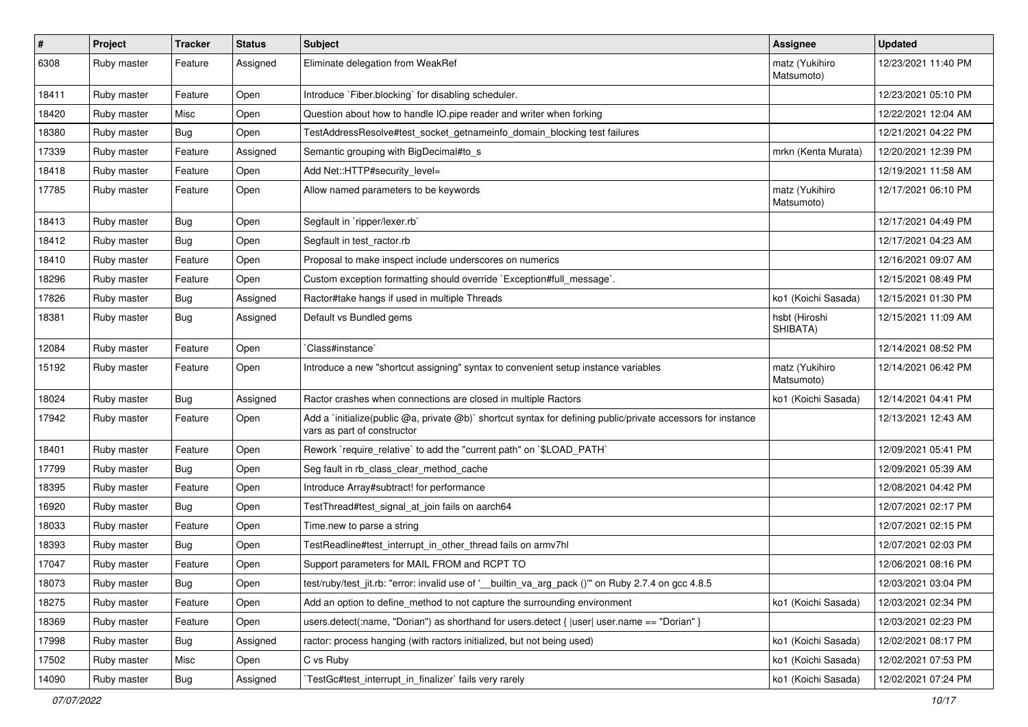| # | Project | Tracker | Status | Subject | Assignee | Updated |
|---|---|---|---|---|---|---|
| 6308 | Ruby master | Feature | Assigned | Eliminate delegation from WeakRef | matz (Yukihiro Matsumoto) | 12/23/2021 11:40 PM |
| 18411 | Ruby master | Feature | Open | Introduce `Fiber.blocking` for disabling scheduler. | | 12/23/2021 05:10 PM |
| 18420 | Ruby master | Misc | Open | Question about how to handle IO.pipe reader and writer when forking | | 12/22/2021 12:04 AM |
| 18380 | Ruby master | Bug | Open | TestAddressResolve#test_socket_getnameinfo_domain_blocking test failures | | 12/21/2021 04:22 PM |
| 17339 | Ruby master | Feature | Assigned | Semantic grouping with BigDecimal#to_s | mrkn (Kenta Murata) | 12/20/2021 12:39 PM |
| 18418 | Ruby master | Feature | Open | Add Net::HTTP#security_level= | | 12/19/2021 11:58 AM |
| 17785 | Ruby master | Feature | Open | Allow named parameters to be keywords | matz (Yukihiro Matsumoto) | 12/17/2021 06:10 PM |
| 18413 | Ruby master | Bug | Open | Segfault in `ripper/lexer.rb` | | 12/17/2021 04:49 PM |
| 18412 | Ruby master | Bug | Open | Segfault in test_ractor.rb | | 12/17/2021 04:23 AM |
| 18410 | Ruby master | Feature | Open | Proposal to make inspect include underscores on numerics | | 12/16/2021 09:07 AM |
| 18296 | Ruby master | Feature | Open | Custom exception formatting should override `Exception#full_message`. | | 12/15/2021 08:49 PM |
| 17826 | Ruby master | Bug | Assigned | Ractor#take hangs if used in multiple Threads | ko1 (Koichi Sasada) | 12/15/2021 01:30 PM |
| 18381 | Ruby master | Bug | Assigned | Default vs Bundled gems | hsbt (Hiroshi SHIBATA) | 12/15/2021 11:09 AM |
| 12084 | Ruby master | Feature | Open | `Class#instance` | | 12/14/2021 08:52 PM |
| 15192 | Ruby master | Feature | Open | Introduce a new "shortcut assigning" syntax to convenient setup instance variables | matz (Yukihiro Matsumoto) | 12/14/2021 06:42 PM |
| 18024 | Ruby master | Bug | Assigned | Ractor crashes when connections are closed in multiple Ractors | ko1 (Koichi Sasada) | 12/14/2021 04:41 PM |
| 17942 | Ruby master | Feature | Open | Add a `initialize(public @a, private @b)` shortcut syntax for defining public/private accessors for instance vars as part of constructor | | 12/13/2021 12:43 AM |
| 18401 | Ruby master | Feature | Open | Rework `require_relative` to add the "current path" on `$LOAD_PATH` | | 12/09/2021 05:41 PM |
| 17799 | Ruby master | Bug | Open | Seg fault in rb_class_clear_method_cache | | 12/09/2021 05:39 AM |
| 18395 | Ruby master | Feature | Open | Introduce Array#subtract! for performance | | 12/08/2021 04:42 PM |
| 16920 | Ruby master | Bug | Open | TestThread#test_signal_at_join fails on aarch64 | | 12/07/2021 02:17 PM |
| 18033 | Ruby master | Feature | Open | Time.new to parse a string | | 12/07/2021 02:15 PM |
| 18393 | Ruby master | Bug | Open | TestReadline#test_interrupt_in_other_thread fails on armv7hl | | 12/07/2021 02:03 PM |
| 17047 | Ruby master | Feature | Open | Support parameters for MAIL FROM and RCPT TO | | 12/06/2021 08:16 PM |
| 18073 | Ruby master | Bug | Open | test/ruby/test_jit.rb: "error: invalid use of '__builtin_va_arg_pack ()'" on Ruby 2.7.4 on gcc 4.8.5 | | 12/03/2021 03:04 PM |
| 18275 | Ruby master | Feature | Open | Add an option to define_method to not capture the surrounding environment | ko1 (Koichi Sasada) | 12/03/2021 02:34 PM |
| 18369 | Ruby master | Feature | Open | users.detect(:name, "Dorian") as shorthand for users.detect { \|user\| user.name == "Dorian" } | | 12/03/2021 02:23 PM |
| 17998 | Ruby master | Bug | Assigned | ractor: process hanging (with ractors initialized, but not being used) | ko1 (Koichi Sasada) | 12/02/2021 08:17 PM |
| 17502 | Ruby master | Misc | Open | C vs Ruby | ko1 (Koichi Sasada) | 12/02/2021 07:53 PM |
| 14090 | Ruby master | Bug | Assigned | `TestGc#test_interrupt_in_finalizer` fails very rarely | ko1 (Koichi Sasada) | 12/02/2021 07:24 PM |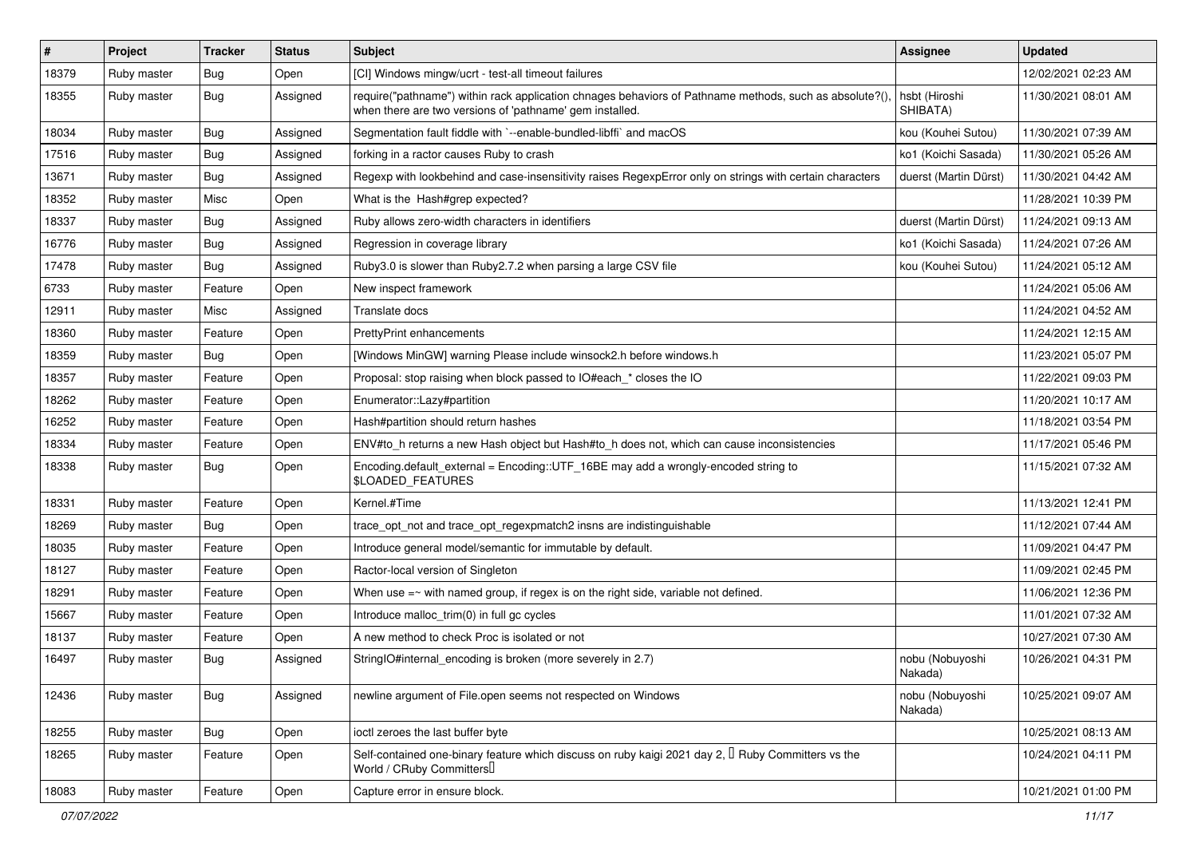| # | Project | Tracker | Status | Subject | Assignee | Updated |
|---|---|---|---|---|---|---|
| 18379 | Ruby master | Bug | Open | [CI] Windows mingw/ucrt - test-all timeout failures | | 12/02/2021 02:23 AM |
| 18355 | Ruby master | Bug | Assigned | require("pathname") within rack application chnages behaviors of Pathname methods, such as absolute?(), when there are two versions of 'pathname' gem installed. | hsbt (Hiroshi SHIBATA) | 11/30/2021 08:01 AM |
| 18034 | Ruby master | Bug | Assigned | Segmentation fault fiddle with `--enable-bundled-libffi` and macOS | kou (Kouhei Sutou) | 11/30/2021 07:39 AM |
| 17516 | Ruby master | Bug | Assigned | forking in a ractor causes Ruby to crash | ko1 (Koichi Sasada) | 11/30/2021 05:26 AM |
| 13671 | Ruby master | Bug | Assigned | Regexp with lookbehind and case-insensitivity raises RegexpError only on strings with certain characters | duerst (Martin Dürst) | 11/30/2021 04:42 AM |
| 18352 | Ruby master | Misc | Open | What is the Hash#grep expected? | | 11/28/2021 10:39 PM |
| 18337 | Ruby master | Bug | Assigned | Ruby allows zero-width characters in identifiers | duerst (Martin Dürst) | 11/24/2021 09:13 AM |
| 16776 | Ruby master | Bug | Assigned | Regression in coverage library | ko1 (Koichi Sasada) | 11/24/2021 07:26 AM |
| 17478 | Ruby master | Bug | Assigned | Ruby3.0 is slower than Ruby2.7.2 when parsing a large CSV file | kou (Kouhei Sutou) | 11/24/2021 05:12 AM |
| 6733 | Ruby master | Feature | Open | New inspect framework | | 11/24/2021 05:06 AM |
| 12911 | Ruby master | Misc | Assigned | Translate docs | | 11/24/2021 04:52 AM |
| 18360 | Ruby master | Feature | Open | PrettyPrint enhancements | | 11/24/2021 12:15 AM |
| 18359 | Ruby master | Bug | Open | [Windows MinGW] warning Please include winsock2.h before windows.h | | 11/23/2021 05:07 PM |
| 18357 | Ruby master | Feature | Open | Proposal: stop raising when block passed to IO#each_* closes the IO | | 11/22/2021 09:03 PM |
| 18262 | Ruby master | Feature | Open | Enumerator::Lazy#partition | | 11/20/2021 10:17 AM |
| 16252 | Ruby master | Feature | Open | Hash#partition should return hashes | | 11/18/2021 03:54 PM |
| 18334 | Ruby master | Feature | Open | ENV#to_h returns a new Hash object but Hash#to_h does not, which can cause inconsistencies | | 11/17/2021 05:46 PM |
| 18338 | Ruby master | Bug | Open | Encoding.default_external = Encoding::UTF_16BE may add a wrongly-encoded string to $LOADED_FEATURES | | 11/15/2021 07:32 AM |
| 18331 | Ruby master | Feature | Open | Kernel.#Time | | 11/13/2021 12:41 PM |
| 18269 | Ruby master | Bug | Open | trace_opt_not and trace_opt_regexpmatch2 insns are indistinguishable | | 11/12/2021 07:44 AM |
| 18035 | Ruby master | Feature | Open | Introduce general model/semantic for immutable by default. | | 11/09/2021 04:47 PM |
| 18127 | Ruby master | Feature | Open | Ractor-local version of Singleton | | 11/09/2021 02:45 PM |
| 18291 | Ruby master | Feature | Open | When use =~ with named group, if regex is on the right side, variable not defined. | | 11/06/2021 12:36 PM |
| 15667 | Ruby master | Feature | Open | Introduce malloc_trim(0) in full gc cycles | | 11/01/2021 07:32 AM |
| 18137 | Ruby master | Feature | Open | A new method to check Proc is isolated or not | | 10/27/2021 07:30 AM |
| 16497 | Ruby master | Bug | Assigned | StringIO#internal_encoding is broken (more severely in 2.7) | nobu (Nobuyoshi Nakada) | 10/26/2021 04:31 PM |
| 12436 | Ruby master | Bug | Assigned | newline argument of File.open seems not respected on Windows | nobu (Nobuyoshi Nakada) | 10/25/2021 09:07 AM |
| 18255 | Ruby master | Bug | Open | ioctl zeroes the last buffer byte | | 10/25/2021 08:13 AM |
| 18265 | Ruby master | Feature | Open | Self-contained one-binary feature which discuss on ruby kaigi 2021 day 2,  Ruby Committers vs the World / CRuby Committers | | 10/24/2021 04:11 PM |
| 18083 | Ruby master | Feature | Open | Capture error in ensure block. | | 10/21/2021 01:00 PM |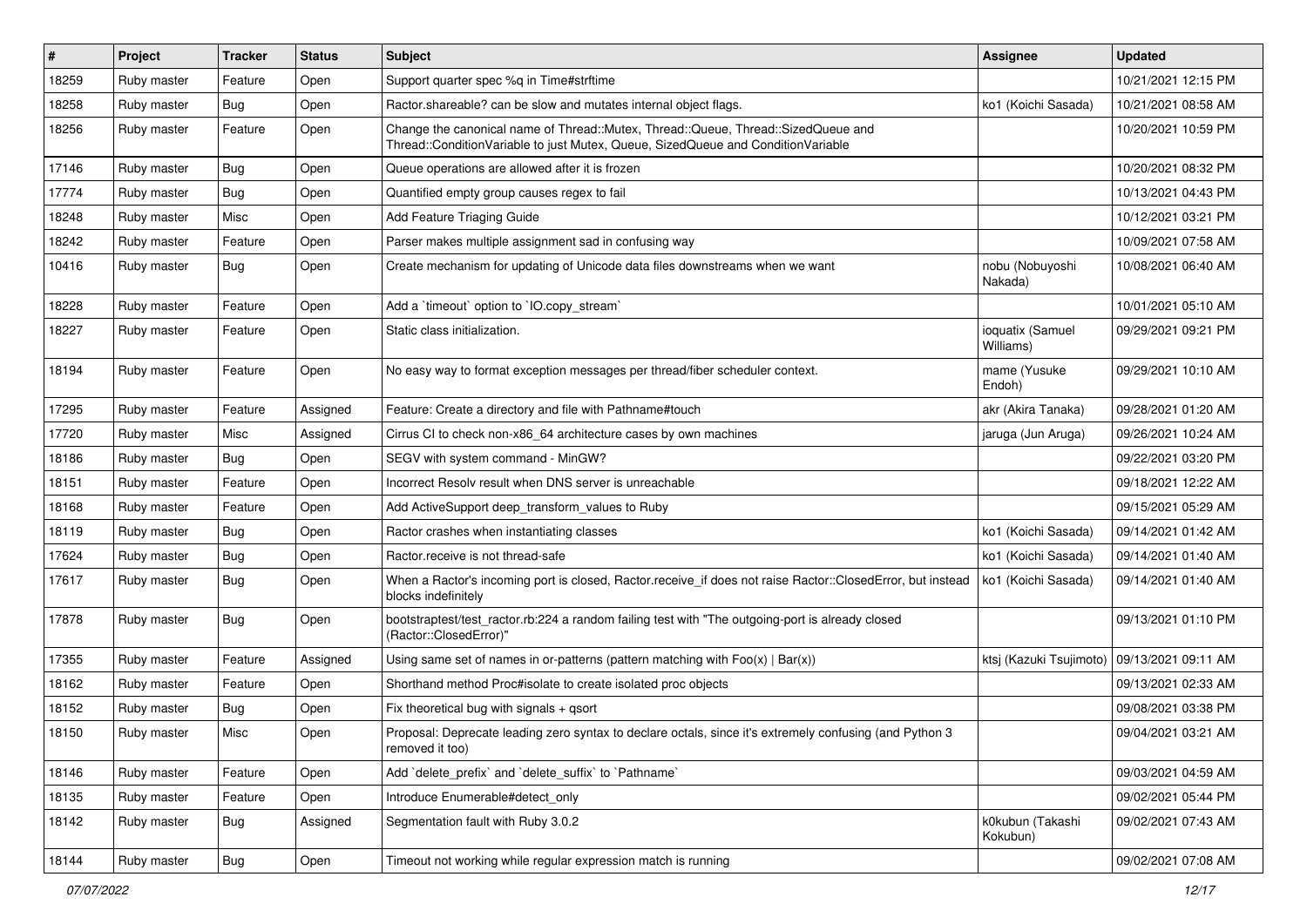| # | Project | Tracker | Status | Subject | Assignee | Updated |
|---|---|---|---|---|---|---|
| 18259 | Ruby master | Feature | Open | Support quarter spec %q in Time#strftime | | 10/21/2021 12:15 PM |
| 18258 | Ruby master | Bug | Open | Ractor.shareable? can be slow and mutates internal object flags. | ko1 (Koichi Sasada) | 10/21/2021 08:58 AM |
| 18256 | Ruby master | Feature | Open | Change the canonical name of Thread::Mutex, Thread::Queue, Thread::SizedQueue and Thread::ConditionVariable to just Mutex, Queue, SizedQueue and ConditionVariable | | 10/20/2021 10:59 PM |
| 17146 | Ruby master | Bug | Open | Queue operations are allowed after it is frozen | | 10/20/2021 08:32 PM |
| 17774 | Ruby master | Bug | Open | Quantified empty group causes regex to fail | | 10/13/2021 04:43 PM |
| 18248 | Ruby master | Misc | Open | Add Feature Triaging Guide | | 10/12/2021 03:21 PM |
| 18242 | Ruby master | Feature | Open | Parser makes multiple assignment sad in confusing way | | 10/09/2021 07:58 AM |
| 10416 | Ruby master | Bug | Open | Create mechanism for updating of Unicode data files downstreams when we want | nobu (Nobuyoshi Nakada) | 10/08/2021 06:40 AM |
| 18228 | Ruby master | Feature | Open | Add a `timeout` option to `IO.copy_stream` | | 10/01/2021 05:10 AM |
| 18227 | Ruby master | Feature | Open | Static class initialization. | ioquatix (Samuel Williams) | 09/29/2021 09:21 PM |
| 18194 | Ruby master | Feature | Open | No easy way to format exception messages per thread/fiber scheduler context. | mame (Yusuke Endoh) | 09/29/2021 10:10 AM |
| 17295 | Ruby master | Feature | Assigned | Feature: Create a directory and file with Pathname#touch | akr (Akira Tanaka) | 09/28/2021 01:20 AM |
| 17720 | Ruby master | Misc | Assigned | Cirrus CI to check non-x86_64 architecture cases by own machines | jaruga (Jun Aruga) | 09/26/2021 10:24 AM |
| 18186 | Ruby master | Bug | Open | SEGV with system command - MinGW? | | 09/22/2021 03:20 PM |
| 18151 | Ruby master | Feature | Open | Incorrect Resolv result when DNS server is unreachable | | 09/18/2021 12:22 AM |
| 18168 | Ruby master | Feature | Open | Add ActiveSupport deep_transform_values to Ruby | | 09/15/2021 05:29 AM |
| 18119 | Ruby master | Bug | Open | Ractor crashes when instantiating classes | ko1 (Koichi Sasada) | 09/14/2021 01:42 AM |
| 17624 | Ruby master | Bug | Open | Ractor.receive is not thread-safe | ko1 (Koichi Sasada) | 09/14/2021 01:40 AM |
| 17617 | Ruby master | Bug | Open | When a Ractor's incoming port is closed, Ractor.receive_if does not raise Ractor::ClosedError, but instead blocks indefinitely | ko1 (Koichi Sasada) | 09/14/2021 01:40 AM |
| 17878 | Ruby master | Bug | Open | bootstraptest/test_ractor.rb:224 a random failing test with "The outgoing-port is already closed (Ractor::ClosedError)" | | 09/13/2021 01:10 PM |
| 17355 | Ruby master | Feature | Assigned | Using same set of names in or-patterns (pattern matching with Foo(x) \| Bar(x)) | ktsj (Kazuki Tsujimoto) | 09/13/2021 09:11 AM |
| 18162 | Ruby master | Feature | Open | Shorthand method Proc#isolate to create isolated proc objects | | 09/13/2021 02:33 AM |
| 18152 | Ruby master | Bug | Open | Fix theoretical bug with signals + qsort | | 09/08/2021 03:38 PM |
| 18150 | Ruby master | Misc | Open | Proposal: Deprecate leading zero syntax to declare octals, since it's extremely confusing (and Python 3 removed it too) | | 09/04/2021 03:21 AM |
| 18146 | Ruby master | Feature | Open | Add `delete_prefix` and `delete_suffix` to `Pathname` | | 09/03/2021 04:59 AM |
| 18135 | Ruby master | Feature | Open | Introduce Enumerable#detect_only | | 09/02/2021 05:44 PM |
| 18142 | Ruby master | Bug | Assigned | Segmentation fault with Ruby 3.0.2 | k0kubun (Takashi Kokubun) | 09/02/2021 07:43 AM |
| 18144 | Ruby master | Bug | Open | Timeout not working while regular expression match is running | | 09/02/2021 07:08 AM |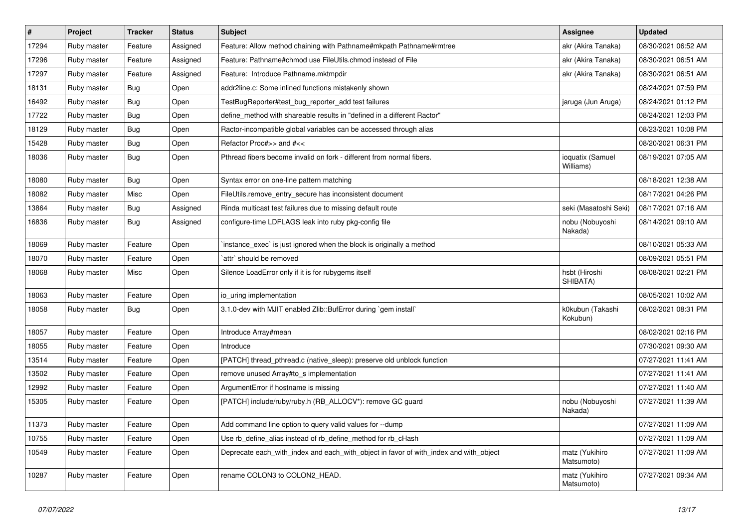| # | Project | Tracker | Status | Subject | Assignee | Updated |
|---|---|---|---|---|---|---|
| 17294 | Ruby master | Feature | Assigned | Feature: Allow method chaining with Pathname#mkpath Pathname#rmtree | akr (Akira Tanaka) | 08/30/2021 06:52 AM |
| 17296 | Ruby master | Feature | Assigned | Feature: Pathname#chmod use FileUtils.chmod instead of File | akr (Akira Tanaka) | 08/30/2021 06:51 AM |
| 17297 | Ruby master | Feature | Assigned | Feature:  Introduce Pathname.mktmpdir | akr (Akira Tanaka) | 08/30/2021 06:51 AM |
| 18131 | Ruby master | Bug | Open | addr2line.c: Some inlined functions mistakenly shown | | 08/24/2021 07:59 PM |
| 16492 | Ruby master | Bug | Open | TestBugReporter#test_bug_reporter_add test failures | jaruga (Jun Aruga) | 08/24/2021 01:12 PM |
| 17722 | Ruby master | Bug | Open | define_method with shareable results in "defined in a different Ractor" | | 08/24/2021 12:03 PM |
| 18129 | Ruby master | Bug | Open | Ractor-incompatible global variables can be accessed through alias | | 08/23/2021 10:08 PM |
| 15428 | Ruby master | Bug | Open | Refactor Proc#>> and #<< | | 08/20/2021 06:31 PM |
| 18036 | Ruby master | Bug | Open | Pthread fibers become invalid on fork - different from normal fibers. | ioquatix (Samuel Williams) | 08/19/2021 07:05 AM |
| 18080 | Ruby master | Bug | Open | Syntax error on one-line pattern matching | | 08/18/2021 12:38 AM |
| 18082 | Ruby master | Misc | Open | FileUtils.remove_entry_secure has inconsistent document | | 08/17/2021 04:26 PM |
| 13864 | Ruby master | Bug | Assigned | Rinda multicast test failures due to missing default route | seki (Masatoshi Seki) | 08/17/2021 07:16 AM |
| 16836 | Ruby master | Bug | Assigned | configure-time LDFLAGS leak into ruby pkg-config file | nobu (Nobuyoshi Nakada) | 08/14/2021 09:10 AM |
| 18069 | Ruby master | Feature | Open | `instance_exec` is just ignored when the block is originally a method | | 08/10/2021 05:33 AM |
| 18070 | Ruby master | Feature | Open | `attr` should be removed | | 08/09/2021 05:51 PM |
| 18068 | Ruby master | Misc | Open | Silence LoadError only if it is for rubygems itself | hsbt (Hiroshi SHIBATA) | 08/08/2021 02:21 PM |
| 18063 | Ruby master | Feature | Open | io_uring implementation | | 08/05/2021 10:02 AM |
| 18058 | Ruby master | Bug | Open | 3.1.0-dev with MJIT enabled Zlib::BufError during `gem install` | k0kubun (Takashi Kokubun) | 08/02/2021 08:31 PM |
| 18057 | Ruby master | Feature | Open | Introduce Array#mean | | 08/02/2021 02:16 PM |
| 18055 | Ruby master | Feature | Open | Introduce | | 07/30/2021 09:30 AM |
| 13514 | Ruby master | Feature | Open | [PATCH] thread_pthread.c (native_sleep): preserve old unblock function | | 07/27/2021 11:41 AM |
| 13502 | Ruby master | Feature | Open | remove unused Array#to_s implementation | | 07/27/2021 11:41 AM |
| 12992 | Ruby master | Feature | Open | ArgumentError if hostname is missing | | 07/27/2021 11:40 AM |
| 15305 | Ruby master | Feature | Open | [PATCH] include/ruby/ruby.h (RB_ALLOCV*): remove GC guard | nobu (Nobuyoshi Nakada) | 07/27/2021 11:39 AM |
| 11373 | Ruby master | Feature | Open | Add command line option to query valid values for --dump | | 07/27/2021 11:09 AM |
| 10755 | Ruby master | Feature | Open | Use rb_define_alias instead of rb_define_method for rb_cHash | | 07/27/2021 11:09 AM |
| 10549 | Ruby master | Feature | Open | Deprecate each_with_index and each_with_object in favor of with_index and with_object | matz (Yukihiro Matsumoto) | 07/27/2021 11:09 AM |
| 10287 | Ruby master | Feature | Open | rename COLON3 to COLON2_HEAD. | matz (Yukihiro Matsumoto) | 07/27/2021 09:34 AM |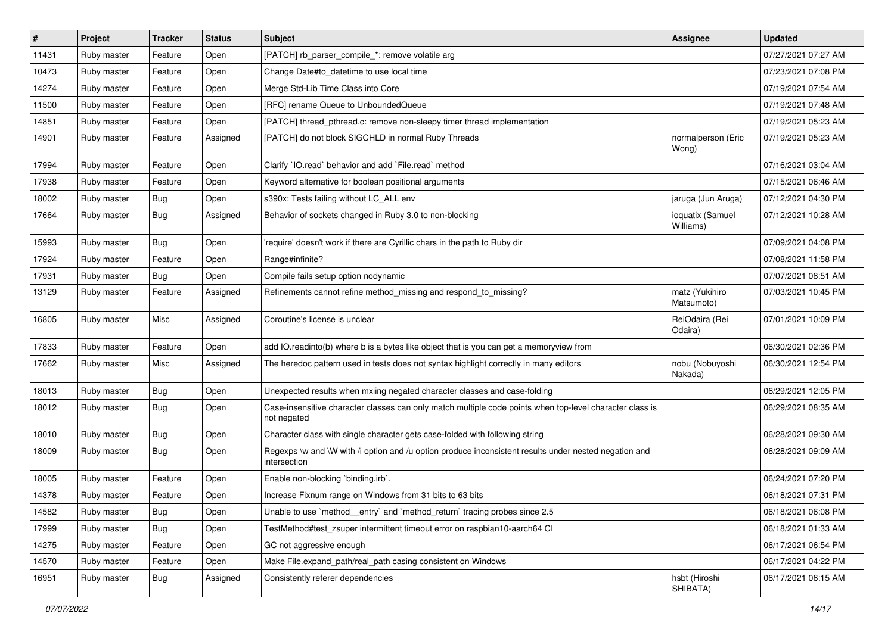| # | Project | Tracker | Status | Subject | Assignee | Updated |
|---|---|---|---|---|---|---|
| 11431 | Ruby master | Feature | Open | [PATCH] rb_parser_compile_*: remove volatile arg | | 07/27/2021 07:27 AM |
| 10473 | Ruby master | Feature | Open | Change Date#to_datetime to use local time | | 07/23/2021 07:08 PM |
| 14274 | Ruby master | Feature | Open | Merge Std-Lib Time Class into Core | | 07/19/2021 07:54 AM |
| 11500 | Ruby master | Feature | Open | [RFC] rename Queue to UnboundedQueue | | 07/19/2021 07:48 AM |
| 14851 | Ruby master | Feature | Open | [PATCH] thread_pthread.c: remove non-sleepy timer thread implementation | | 07/19/2021 05:23 AM |
| 14901 | Ruby master | Feature | Assigned | [PATCH] do not block SIGCHLD in normal Ruby Threads | normalperson (Eric Wong) | 07/19/2021 05:23 AM |
| 17994 | Ruby master | Feature | Open | Clarify `IO.read` behavior and add `File.read` method | | 07/16/2021 03:04 AM |
| 17938 | Ruby master | Feature | Open | Keyword alternative for boolean positional arguments | | 07/15/2021 06:46 AM |
| 18002 | Ruby master | Bug | Open | s390x: Tests failing without LC_ALL env | jaruga (Jun Aruga) | 07/12/2021 04:30 PM |
| 17664 | Ruby master | Bug | Assigned | Behavior of sockets changed in Ruby 3.0 to non-blocking | ioquatix (Samuel Williams) | 07/12/2021 10:28 AM |
| 15993 | Ruby master | Bug | Open | 'require' doesn't work if there are Cyrillic chars in the path to Ruby dir | | 07/09/2021 04:08 PM |
| 17924 | Ruby master | Feature | Open | Range#infinite? | | 07/08/2021 11:58 PM |
| 17931 | Ruby master | Bug | Open | Compile fails setup option nodynamic | | 07/07/2021 08:51 AM |
| 13129 | Ruby master | Feature | Assigned | Refinements cannot refine method_missing and respond_to_missing? | matz (Yukihiro Matsumoto) | 07/03/2021 10:45 PM |
| 16805 | Ruby master | Misc | Assigned | Coroutine's license is unclear | ReiOdaira (Rei Odaira) | 07/01/2021 10:09 PM |
| 17833 | Ruby master | Feature | Open | add IO.readinto(b) where b is a bytes like object that is you can get a memoryview from | | 06/30/2021 02:36 PM |
| 17662 | Ruby master | Misc | Assigned | The heredoc pattern used in tests does not syntax highlight correctly in many editors | nobu (Nobuyoshi Nakada) | 06/30/2021 12:54 PM |
| 18013 | Ruby master | Bug | Open | Unexpected results when mxiing negated character classes and case-folding | | 06/29/2021 12:05 PM |
| 18012 | Ruby master | Bug | Open | Case-insensitive character classes can only match multiple code points when top-level character class is not negated | | 06/29/2021 08:35 AM |
| 18010 | Ruby master | Bug | Open | Character class with single character gets case-folded with following string | | 06/28/2021 09:30 AM |
| 18009 | Ruby master | Bug | Open | Regexps \w and \W with /i option and /u option produce inconsistent results under nested negation and intersection | | 06/28/2021 09:09 AM |
| 18005 | Ruby master | Feature | Open | Enable non-blocking `binding.irb`. | | 06/24/2021 07:20 PM |
| 14378 | Ruby master | Feature | Open | Increase Fixnum range on Windows from 31 bits to 63 bits | | 06/18/2021 07:31 PM |
| 14582 | Ruby master | Bug | Open | Unable to use `method__entry` and `method_return` tracing probes since 2.5 | | 06/18/2021 06:08 PM |
| 17999 | Ruby master | Bug | Open | TestMethod#test_zsuper intermittent timeout error on raspbian10-aarch64 CI | | 06/18/2021 01:33 AM |
| 14275 | Ruby master | Feature | Open | GC not aggressive enough | | 06/17/2021 06:54 PM |
| 14570 | Ruby master | Feature | Open | Make File.expand_path/real_path casing consistent on Windows | | 06/17/2021 04:22 PM |
| 16951 | Ruby master | Bug | Assigned | Consistently referer dependencies | hsbt (Hiroshi SHIBATA) | 06/17/2021 06:15 AM |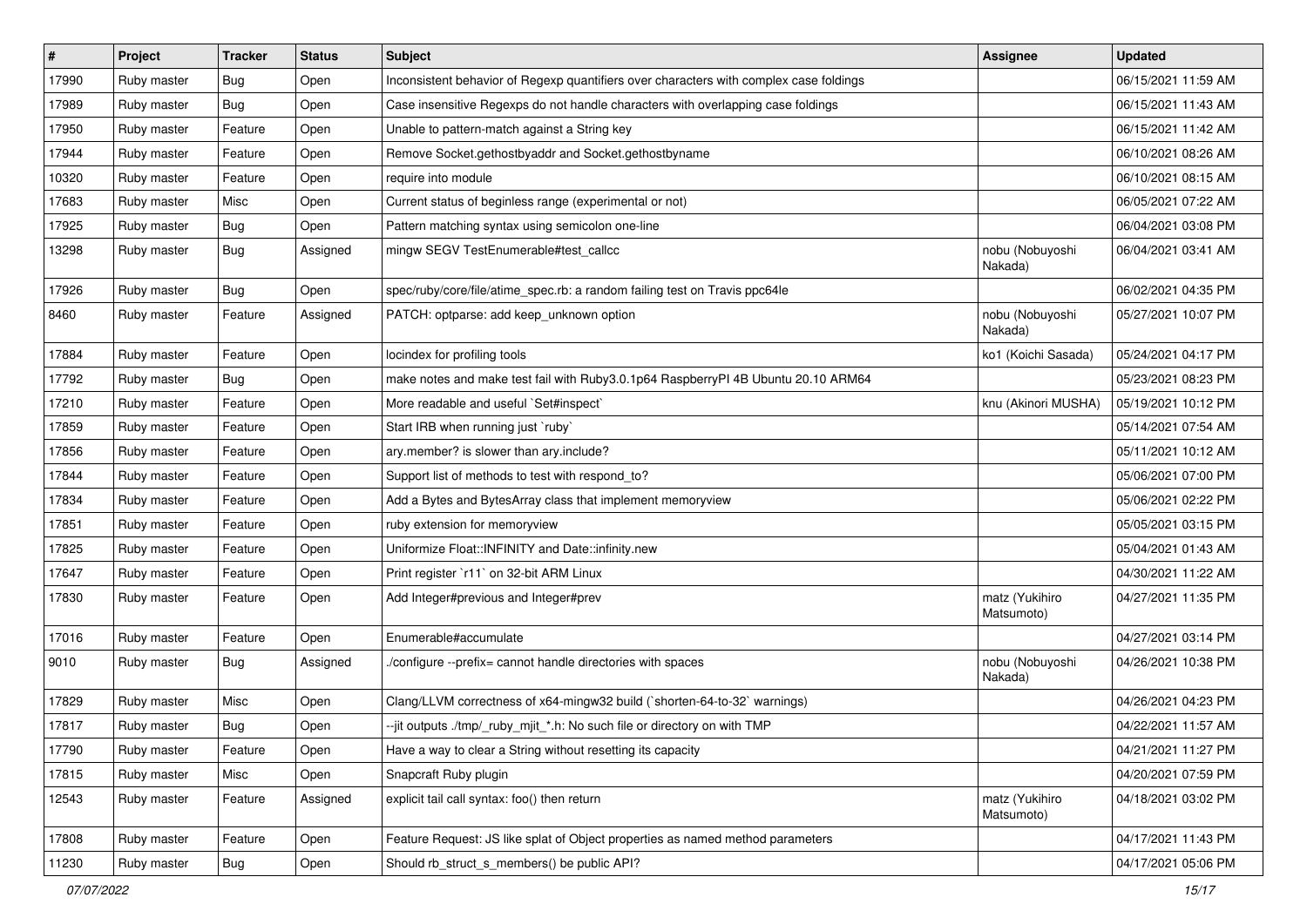| # | Project | Tracker | Status | Subject | Assignee | Updated |
|---|---|---|---|---|---|---|
| 17990 | Ruby master | Bug | Open | Inconsistent behavior of Regexp quantifiers over characters with complex case foldings | | 06/15/2021 11:59 AM |
| 17989 | Ruby master | Bug | Open | Case insensitive Regexps do not handle characters with overlapping case foldings | | 06/15/2021 11:43 AM |
| 17950 | Ruby master | Feature | Open | Unable to pattern-match against a String key | | 06/15/2021 11:42 AM |
| 17944 | Ruby master | Feature | Open | Remove Socket.gethostbyaddr and Socket.gethostbyname | | 06/10/2021 08:26 AM |
| 10320 | Ruby master | Feature | Open | require into module | | 06/10/2021 08:15 AM |
| 17683 | Ruby master | Misc | Open | Current status of beginless range (experimental or not) | | 06/05/2021 07:22 AM |
| 17925 | Ruby master | Bug | Open | Pattern matching syntax using semicolon one-line | | 06/04/2021 03:08 PM |
| 13298 | Ruby master | Bug | Assigned | mingw SEGV TestEnumerable#test_callcc | nobu (Nobuyoshi Nakada) | 06/04/2021 03:41 AM |
| 17926 | Ruby master | Bug | Open | spec/ruby/core/file/atime_spec.rb: a random failing test on Travis ppc64le | | 06/02/2021 04:35 PM |
| 8460 | Ruby master | Feature | Assigned | PATCH: optparse: add keep_unknown option | nobu (Nobuyoshi Nakada) | 05/27/2021 10:07 PM |
| 17884 | Ruby master | Feature | Open | locindex for profiling tools | ko1 (Koichi Sasada) | 05/24/2021 04:17 PM |
| 17792 | Ruby master | Bug | Open | make notes and make test fail with Ruby3.0.1p64 RaspberryPI 4B Ubuntu 20.10 ARM64 | | 05/23/2021 08:23 PM |
| 17210 | Ruby master | Feature | Open | More readable and useful `Set#inspect` | knu (Akinori MUSHA) | 05/19/2021 10:12 PM |
| 17859 | Ruby master | Feature | Open | Start IRB when running just `ruby` | | 05/14/2021 07:54 AM |
| 17856 | Ruby master | Feature | Open | ary.member? is slower than ary.include? | | 05/11/2021 10:12 AM |
| 17844 | Ruby master | Feature | Open | Support list of methods to test with respond_to? | | 05/06/2021 07:00 PM |
| 17834 | Ruby master | Feature | Open | Add a Bytes and BytesArray class that implement memoryview | | 05/06/2021 02:22 PM |
| 17851 | Ruby master | Feature | Open | ruby extension for memoryview | | 05/05/2021 03:15 PM |
| 17825 | Ruby master | Feature | Open | Uniformize Float::INFINITY and Date::infinity.new | | 05/04/2021 01:43 AM |
| 17647 | Ruby master | Feature | Open | Print register `r11` on 32-bit ARM Linux | | 04/30/2021 11:22 AM |
| 17830 | Ruby master | Feature | Open | Add Integer#previous and Integer#prev | matz (Yukihiro Matsumoto) | 04/27/2021 11:35 PM |
| 17016 | Ruby master | Feature | Open | Enumerable#accumulate | | 04/27/2021 03:14 PM |
| 9010 | Ruby master | Bug | Assigned | ./configure --prefix= cannot handle directories with spaces | nobu (Nobuyoshi Nakada) | 04/26/2021 10:38 PM |
| 17829 | Ruby master | Misc | Open | Clang/LLVM correctness of x64-mingw32 build (`shorten-64-to-32` warnings) | | 04/26/2021 04:23 PM |
| 17817 | Ruby master | Bug | Open | --jit outputs ./tmp/_ruby_mjit_*.h: No such file or directory on with TMP | | 04/22/2021 11:57 AM |
| 17790 | Ruby master | Feature | Open | Have a way to clear a String without resetting its capacity | | 04/21/2021 11:27 PM |
| 17815 | Ruby master | Misc | Open | Snapcraft Ruby plugin | | 04/20/2021 07:59 PM |
| 12543 | Ruby master | Feature | Assigned | explicit tail call syntax: foo() then return | matz (Yukihiro Matsumoto) | 04/18/2021 03:02 PM |
| 17808 | Ruby master | Feature | Open | Feature Request: JS like splat of Object properties as named method parameters | | 04/17/2021 11:43 PM |
| 11230 | Ruby master | Bug | Open | Should rb_struct_s_members() be public API? | | 04/17/2021 05:06 PM |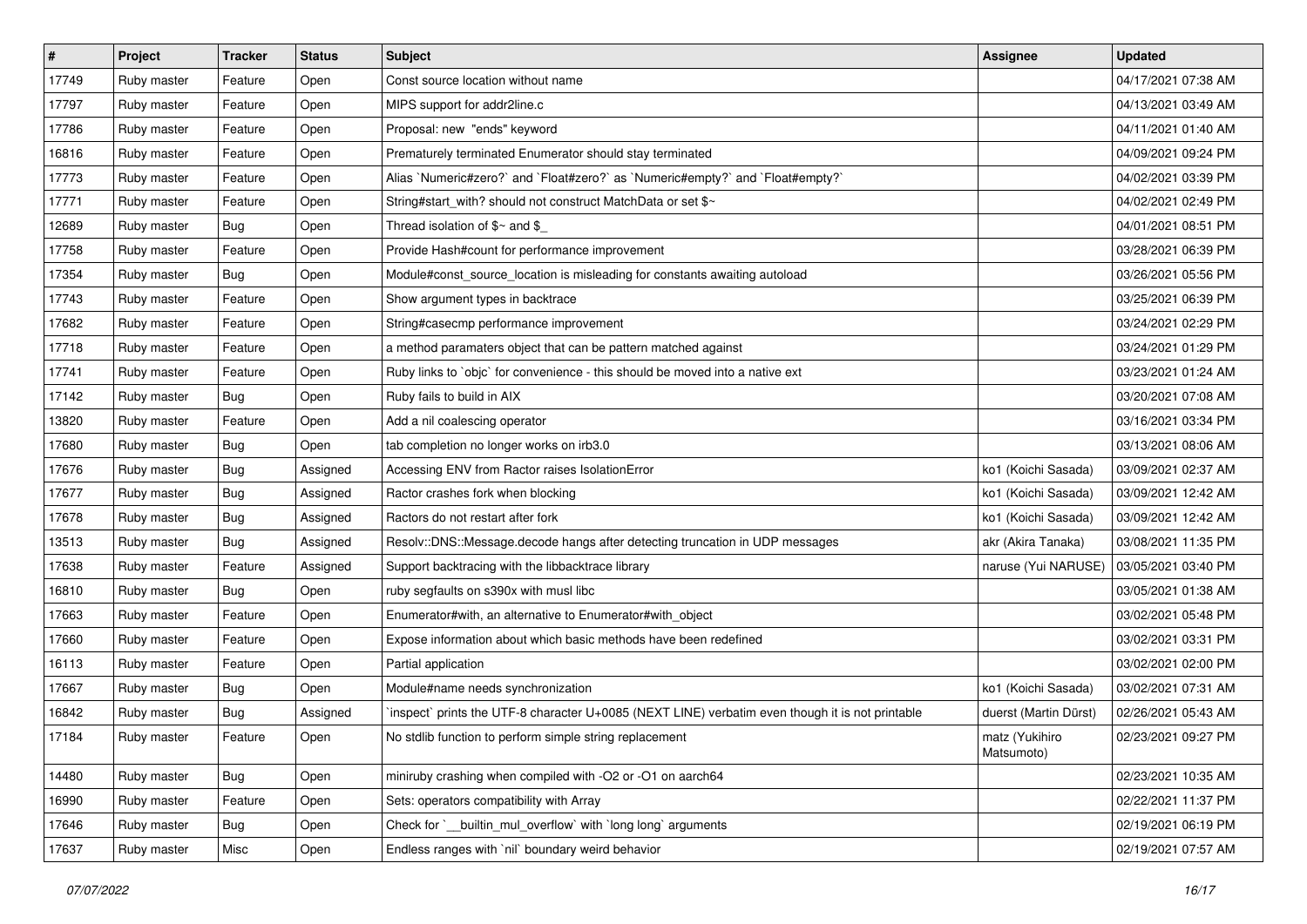| # | Project | Tracker | Status | Subject | Assignee | Updated |
|---|---|---|---|---|---|---|
| 17749 | Ruby master | Feature | Open | Const source location without name | | 04/17/2021 07:38 AM |
| 17797 | Ruby master | Feature | Open | MIPS support for addr2line.c | | 04/13/2021 03:49 AM |
| 17786 | Ruby master | Feature | Open | Proposal: new "ends" keyword | | 04/11/2021 01:40 AM |
| 16816 | Ruby master | Feature | Open | Prematurely terminated Enumerator should stay terminated | | 04/09/2021 09:24 PM |
| 17773 | Ruby master | Feature | Open | Alias `Numeric#zero?` and `Float#zero?` as `Numeric#empty?` and `Float#empty?` | | 04/02/2021 03:39 PM |
| 17771 | Ruby master | Feature | Open | String#start_with? should not construct MatchData or set $~ | | 04/02/2021 02:49 PM |
| 12689 | Ruby master | Bug | Open | Thread isolation of $~ and $_ | | 04/01/2021 08:51 PM |
| 17758 | Ruby master | Feature | Open | Provide Hash#count for performance improvement | | 03/28/2021 06:39 PM |
| 17354 | Ruby master | Bug | Open | Module#const_source_location is misleading for constants awaiting autoload | | 03/26/2021 05:56 PM |
| 17743 | Ruby master | Feature | Open | Show argument types in backtrace | | 03/25/2021 06:39 PM |
| 17682 | Ruby master | Feature | Open | String#casecmp performance improvement | | 03/24/2021 02:29 PM |
| 17718 | Ruby master | Feature | Open | a method paramaters object that can be pattern matched against | | 03/24/2021 01:29 PM |
| 17741 | Ruby master | Feature | Open | Ruby links to `objc` for convenience - this should be moved into a native ext | | 03/23/2021 01:24 AM |
| 17142 | Ruby master | Bug | Open | Ruby fails to build in AIX | | 03/20/2021 07:08 AM |
| 13820 | Ruby master | Feature | Open | Add a nil coalescing operator | | 03/16/2021 03:34 PM |
| 17680 | Ruby master | Bug | Open | tab completion no longer works on irb3.0 | | 03/13/2021 08:06 AM |
| 17676 | Ruby master | Bug | Assigned | Accessing ENV from Ractor raises IsolationError | ko1 (Koichi Sasada) | 03/09/2021 02:37 AM |
| 17677 | Ruby master | Bug | Assigned | Ractor crashes fork when blocking | ko1 (Koichi Sasada) | 03/09/2021 12:42 AM |
| 17678 | Ruby master | Bug | Assigned | Ractors do not restart after fork | ko1 (Koichi Sasada) | 03/09/2021 12:42 AM |
| 13513 | Ruby master | Bug | Assigned | Resolv::DNS::Message.decode hangs after detecting truncation in UDP messages | akr (Akira Tanaka) | 03/08/2021 11:35 PM |
| 17638 | Ruby master | Feature | Assigned | Support backtracing with the libbacktrace library | naruse (Yui NARUSE) | 03/05/2021 03:40 PM |
| 16810 | Ruby master | Bug | Open | ruby segfaults on s390x with musl libc | | 03/05/2021 01:38 AM |
| 17663 | Ruby master | Feature | Open | Enumerator#with, an alternative to Enumerator#with_object | | 03/02/2021 05:48 PM |
| 17660 | Ruby master | Feature | Open | Expose information about which basic methods have been redefined | | 03/02/2021 03:31 PM |
| 16113 | Ruby master | Feature | Open | Partial application | | 03/02/2021 02:00 PM |
| 17667 | Ruby master | Bug | Open | Module#name needs synchronization | ko1 (Koichi Sasada) | 03/02/2021 07:31 AM |
| 16842 | Ruby master | Bug | Assigned | `inspect` prints the UTF-8 character U+0085 (NEXT LINE) verbatim even though it is not printable | duerst (Martin Dürst) | 02/26/2021 05:43 AM |
| 17184 | Ruby master | Feature | Open | No stdlib function to perform simple string replacement | matz (Yukihiro Matsumoto) | 02/23/2021 09:27 PM |
| 14480 | Ruby master | Bug | Open | miniruby crashing when compiled with -O2 or -O1 on aarch64 | | 02/23/2021 10:35 AM |
| 16990 | Ruby master | Feature | Open | Sets: operators compatibility with Array | | 02/22/2021 11:37 PM |
| 17646 | Ruby master | Bug | Open | Check for `__builtin_mul_overflow` with `long long` arguments | | 02/19/2021 06:19 PM |
| 17637 | Ruby master | Misc | Open | Endless ranges with `nil` boundary weird behavior | | 02/19/2021 07:57 AM |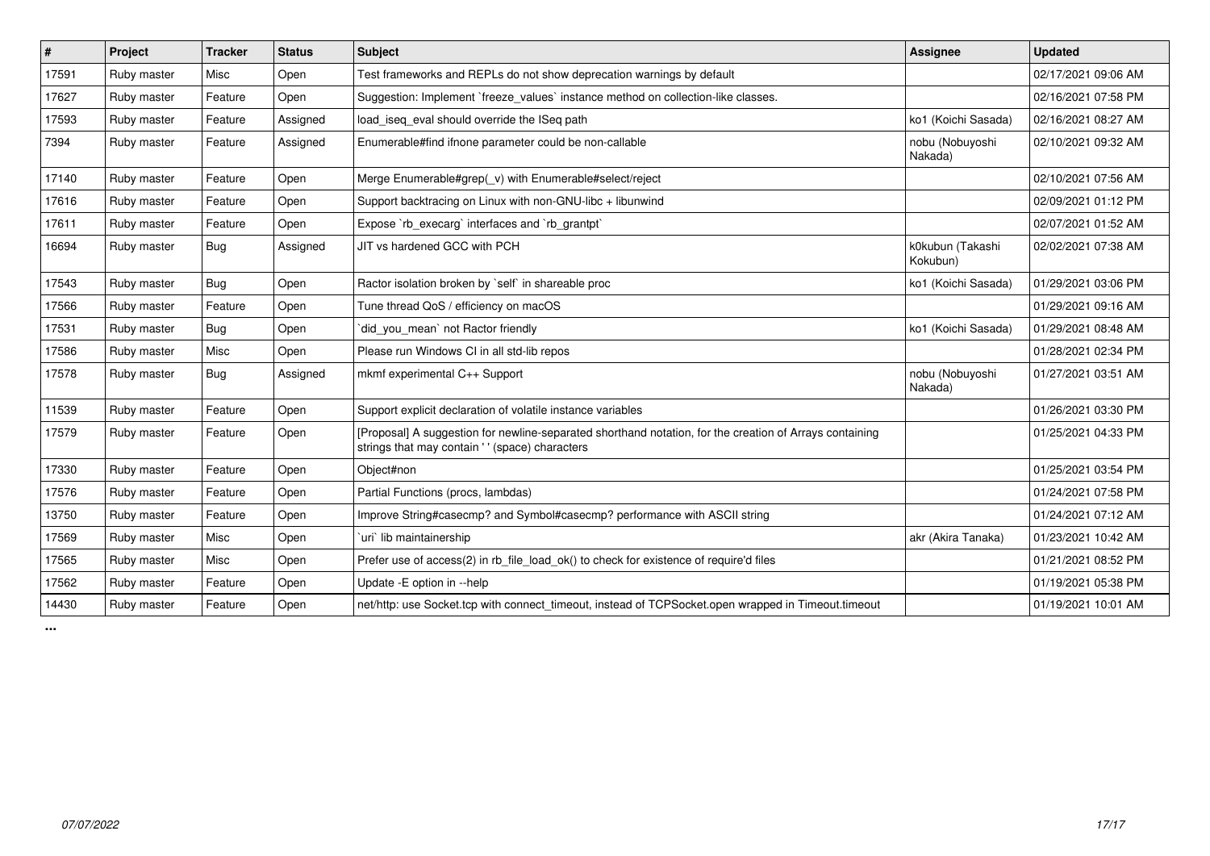| # | Project | Tracker | Status | Subject | Assignee | Updated |
|---|---|---|---|---|---|---|
| 17591 | Ruby master | Misc | Open | Test frameworks and REPLs do not show deprecation warnings by default | | 02/17/2021 09:06 AM |
| 17627 | Ruby master | Feature | Open | Suggestion: Implement `freeze_values` instance method on collection-like classes. | | 02/16/2021 07:58 PM |
| 17593 | Ruby master | Feature | Assigned | load_iseq_eval should override the ISeq path | ko1 (Koichi Sasada) | 02/16/2021 08:27 AM |
| 7394 | Ruby master | Feature | Assigned | Enumerable#find ifnone parameter could be non-callable | nobu (Nobuyoshi Nakada) | 02/10/2021 09:32 AM |
| 17140 | Ruby master | Feature | Open | Merge Enumerable#grep(_v) with Enumerable#select/reject | | 02/10/2021 07:56 AM |
| 17616 | Ruby master | Feature | Open | Support backtracing on Linux with non-GNU-libc + libunwind | | 02/09/2021 01:12 PM |
| 17611 | Ruby master | Feature | Open | Expose `rb_execarg` interfaces and `rb_grantpt` | | 02/07/2021 01:52 AM |
| 16694 | Ruby master | Bug | Assigned | JIT vs hardened GCC with PCH | k0kubun (Takashi Kokubun) | 02/02/2021 07:38 AM |
| 17543 | Ruby master | Bug | Open | Ractor isolation broken by `self` in shareable proc | ko1 (Koichi Sasada) | 01/29/2021 03:06 PM |
| 17566 | Ruby master | Feature | Open | Tune thread QoS / efficiency on macOS | | 01/29/2021 09:16 AM |
| 17531 | Ruby master | Bug | Open | `did_you_mean` not Ractor friendly | ko1 (Koichi Sasada) | 01/29/2021 08:48 AM |
| 17586 | Ruby master | Misc | Open | Please run Windows CI in all std-lib repos | | 01/28/2021 02:34 PM |
| 17578 | Ruby master | Bug | Assigned | mkmf experimental C++ Support | nobu (Nobuyoshi Nakada) | 01/27/2021 03:51 AM |
| 11539 | Ruby master | Feature | Open | Support explicit declaration of volatile instance variables | | 01/26/2021 03:30 PM |
| 17579 | Ruby master | Feature | Open | [Proposal] A suggestion for newline-separated shorthand notation, for the creation of Arrays containing strings that may contain ' ' (space) characters | | 01/25/2021 04:33 PM |
| 17330 | Ruby master | Feature | Open | Object#non | | 01/25/2021 03:54 PM |
| 17576 | Ruby master | Feature | Open | Partial Functions (procs, lambdas) | | 01/24/2021 07:58 PM |
| 13750 | Ruby master | Feature | Open | Improve String#casecmp? and Symbol#casecmp? performance with ASCII string | | 01/24/2021 07:12 AM |
| 17569 | Ruby master | Misc | Open | `uri` lib maintainership | akr (Akira Tanaka) | 01/23/2021 10:42 AM |
| 17565 | Ruby master | Misc | Open | Prefer use of access(2) in rb_file_load_ok() to check for existence of require'd files | | 01/21/2021 08:52 PM |
| 17562 | Ruby master | Feature | Open | Update -E option in --help | | 01/19/2021 05:38 PM |
| 14430 | Ruby master | Feature | Open | net/http: use Socket.tcp with connect_timeout, instead of TCPSocket.open wrapped in Timeout.timeout | | 01/19/2021 10:01 AM |

...